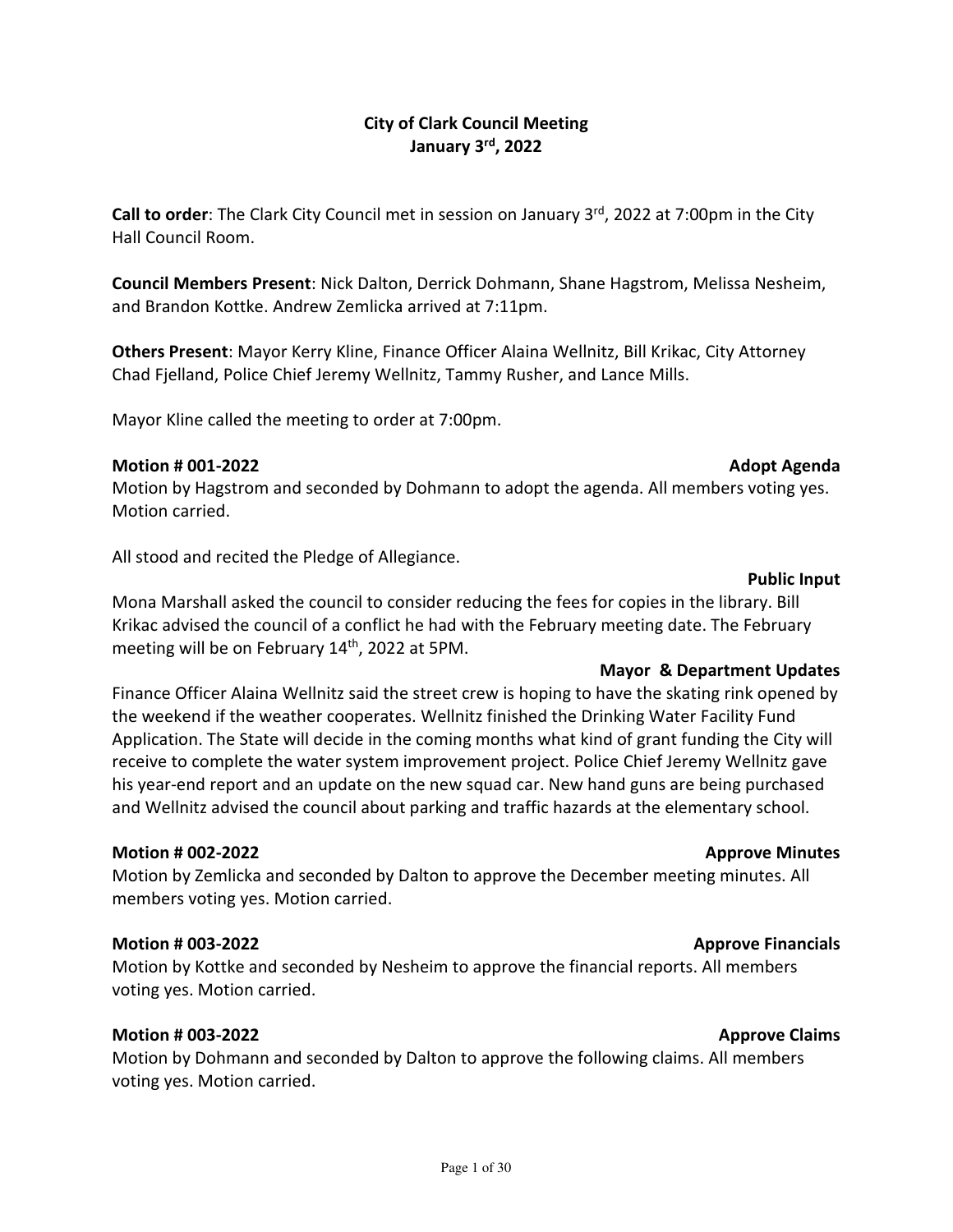# City of Clark Council Meeting
## January 3rd, 2022

**Call to order**: The Clark City Council met in session on January 3rd, 2022 at 7:00pm in the City Hall Council Room.

**Council Members Present**: Nick Dalton, Derrick Dohmann, Shane Hagstrom, Melissa Nesheim, and Brandon Kottke. Andrew Zemlicka arrived at 7:11pm.

**Others Present**: Mayor Kerry Kline, Finance Officer Alaina Wellnitz, Bill Krikac, City Attorney Chad Fjelland, Police Chief Jeremy Wellnitz, Tammy Rusher, and Lance Mills.

Mayor Kline called the meeting to order at 7:00pm.

**Motion # 001-2022** **Adopt Agenda**

Motion by Hagstrom and seconded by Dohmann to adopt the agenda. All members voting yes. Motion carried.

All stood and recited the Pledge of Allegiance.

**Public Input**

Mona Marshall asked the council to consider reducing the fees for copies in the library. Bill Krikac advised the council of a conflict he had with the February meeting date. The February meeting will be on February 14th, 2022 at 5PM.

**Mayor & Department Updates**

Finance Officer Alaina Wellnitz said the street crew is hoping to have the skating rink opened by the weekend if the weather cooperates. Wellnitz finished the Drinking Water Facility Fund Application. The State will decide in the coming months what kind of grant funding the City will receive to complete the water system improvement project. Police Chief Jeremy Wellnitz gave his year-end report and an update on the new squad car. New hand guns are being purchased and Wellnitz advised the council about parking and traffic hazards at the elementary school.

**Motion # 002-2022** **Approve Minutes**

Motion by Zemlicka and seconded by Dalton to approve the December meeting minutes. All members voting yes. Motion carried.

**Motion # 003-2022** **Approve Financials**

Motion by Kottke and seconded by Nesheim to approve the financial reports. All members voting yes. Motion carried.

**Motion # 003-2022** **Approve Claims**

Motion by Dohmann and seconded by Dalton to approve the following claims. All members voting yes. Motion carried.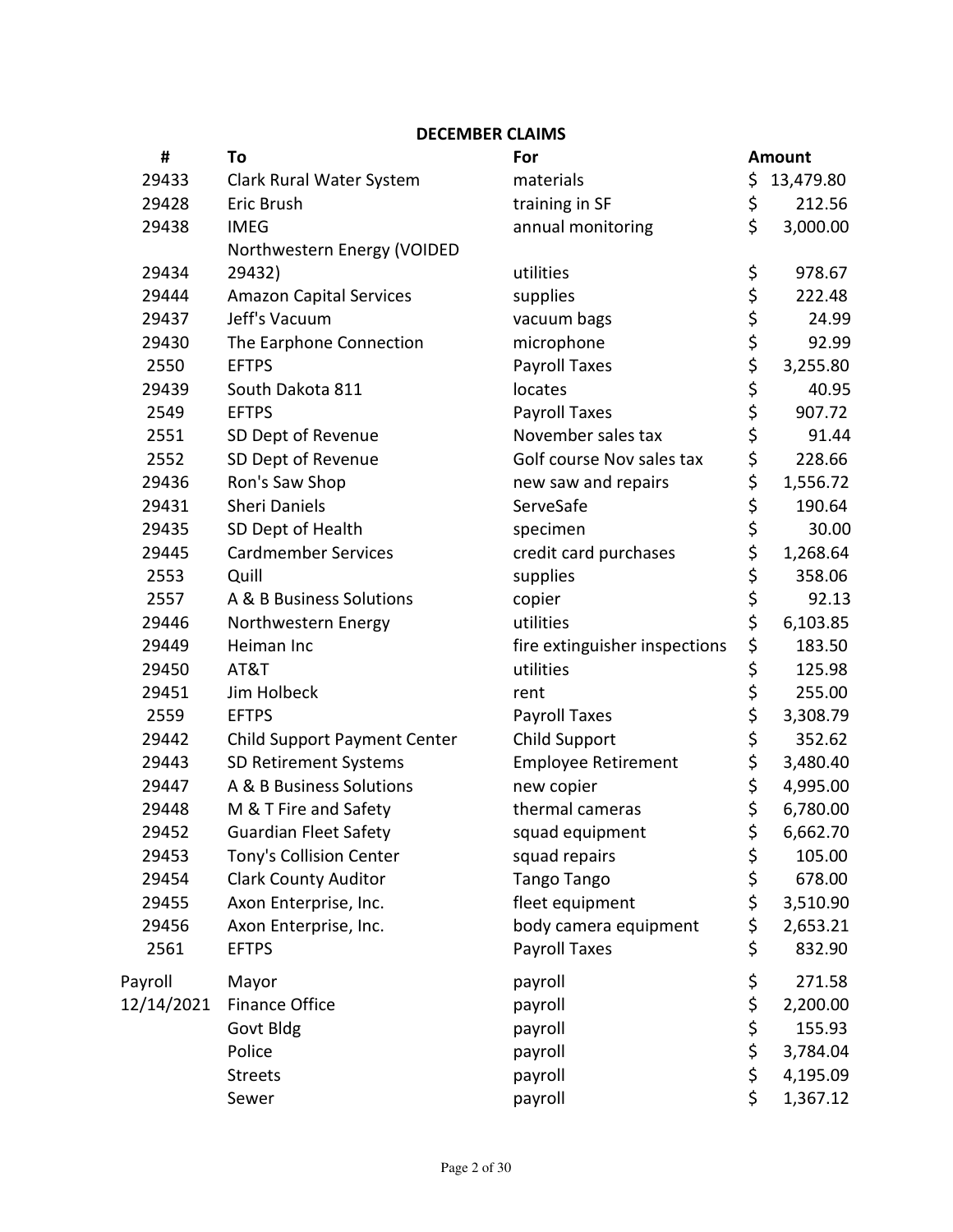## DECEMBER CLAIMS

| # | To | For | Amount |
|---|---|---|---|
| 29433 | Clark Rural Water System | materials | $ 13,479.80 |
| 29428 | Eric Brush | training in SF | $ 212.56 |
| 29438 | IMEG | annual monitoring | $ 3,000.00 |
| 29434 | Northwestern Energy (VOIDED 29432) | utilities | $ 978.67 |
| 29444 | Amazon Capital Services | supplies | $ 222.48 |
| 29437 | Jeff's Vacuum | vacuum bags | $ 24.99 |
| 29430 | The Earphone Connection | microphone | $ 92.99 |
| 2550 | EFTPS | Payroll Taxes | $ 3,255.80 |
| 29439 | South Dakota 811 | locates | $ 40.95 |
| 2549 | EFTPS | Payroll Taxes | $ 907.72 |
| 2551 | SD Dept of Revenue | November sales tax | $ 91.44 |
| 2552 | SD Dept of Revenue | Golf course Nov sales tax | $ 228.66 |
| 29436 | Ron's Saw Shop | new saw and repairs | $ 1,556.72 |
| 29431 | Sheri Daniels | ServeSafe | $ 190.64 |
| 29435 | SD Dept of Health | specimen | $ 30.00 |
| 29445 | Cardmember Services | credit card purchases | $ 1,268.64 |
| 2553 | Quill | supplies | $ 358.06 |
| 2557 | A & B Business Solutions | copier | $ 92.13 |
| 29446 | Northwestern Energy | utilities | $ 6,103.85 |
| 29449 | Heiman Inc | fire extinguisher inspections | $ 183.50 |
| 29450 | AT&T | utilities | $ 125.98 |
| 29451 | Jim Holbeck | rent | $ 255.00 |
| 2559 | EFTPS | Payroll Taxes | $ 3,308.79 |
| 29442 | Child Support Payment Center | Child Support | $ 352.62 |
| 29443 | SD Retirement Systems | Employee Retirement | $ 3,480.40 |
| 29447 | A & B Business Solutions | new copier | $ 4,995.00 |
| 29448 | M & T Fire and Safety | thermal cameras | $ 6,780.00 |
| 29452 | Guardian Fleet Safety | squad equipment | $ 6,662.70 |
| 29453 | Tony's Collision Center | squad repairs | $ 105.00 |
| 29454 | Clark County Auditor | Tango Tango | $ 678.00 |
| 29455 | Axon Enterprise, Inc. | fleet equipment | $ 3,510.90 |
| 29456 | Axon Enterprise, Inc. | body camera equipment | $ 2,653.21 |
| 2561 | EFTPS | Payroll Taxes | $ 832.90 |
| Payroll | Mayor | payroll | $ 271.58 |
| 12/14/2021 | Finance Office | payroll | $ 2,200.00 |
| | Govt Bldg | payroll | $ 155.93 |
| | Police | payroll | $ 3,784.04 |
| | Streets | payroll | $ 4,195.09 |
| | Sewer | payroll | $ 1,367.12 |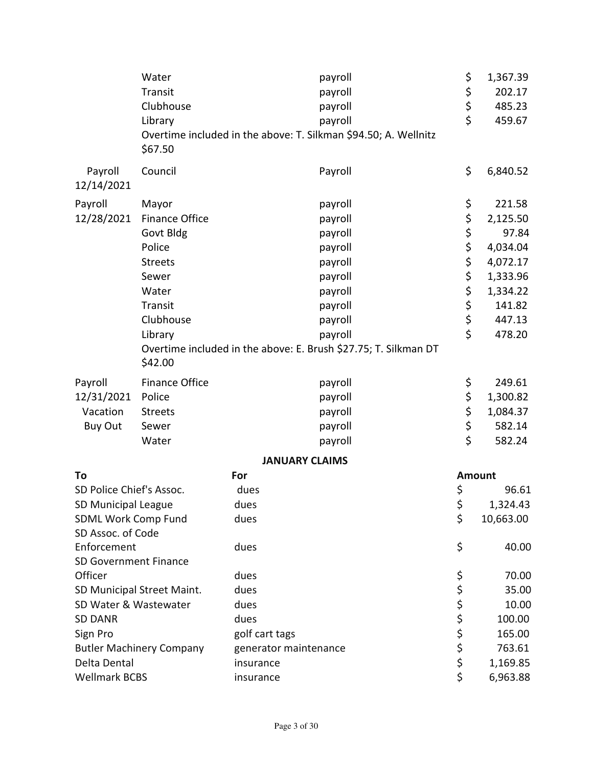| | | | |
|---|---|---|---|
| | Water | payroll | $ 1,367.39 |
| | Transit | payroll | $ 202.17 |
| | Clubhouse | payroll | $ 485.23 |
| | Library | payroll | $ 459.67 |
| | Overtime included in the above: T. Silkman $94.50; A. Wellnitz $67.50 | | |
| Payroll 12/14/2021 | Council | Payroll | $ 6,840.52 |
| Payroll 12/28/2021 | Mayor | payroll | $ 221.58 |
| | Finance Office | payroll | $ 2,125.50 |
| | Govt Bldg | payroll | $ 97.84 |
| | Police | payroll | $ 4,034.04 |
| | Streets | payroll | $ 4,072.17 |
| | Sewer | payroll | $ 1,333.96 |
| | Water | payroll | $ 1,334.22 |
| | Transit | payroll | $ 141.82 |
| | Clubhouse | payroll | $ 447.13 |
| | Library | payroll | $ 478.20 |
| | Overtime included in the above: E. Brush $27.75; T. Silkman DT $42.00 | | |
| Payroll 12/31/2021 Vacation Buy Out | Finance Office | payroll | $ 249.61 |
| | Police | payroll | $ 1,300.82 |
| | Streets | payroll | $ 1,084.37 |
| | Sewer | payroll | $ 582.14 |
| | Water | payroll | $ 582.24 |

**JANUARY CLAIMS**

| To | For | Amount |
|---|---|---|
| SD Police Chief's Assoc. | dues | $ 96.61 |
| SD Municipal League | dues | $ 1,324.43 |
| SDML Work Comp Fund | dues | $ 10,663.00 |
| SD Assoc. of Code Enforcement | dues | $ 40.00 |
| SD Government Finance Officer | dues | $ 70.00 |
| SD Municipal Street Maint. | dues | $ 35.00 |
| SD Water & Wastewater | dues | $ 10.00 |
| SD DANR | dues | $ 100.00 |
| Sign Pro | golf cart tags | $ 165.00 |
| Butler Machinery Company | generator maintenance | $ 763.61 |
| Delta Dental | insurance | $ 1,169.85 |
| Wellmark BCBS | insurance | $ 6,963.88 |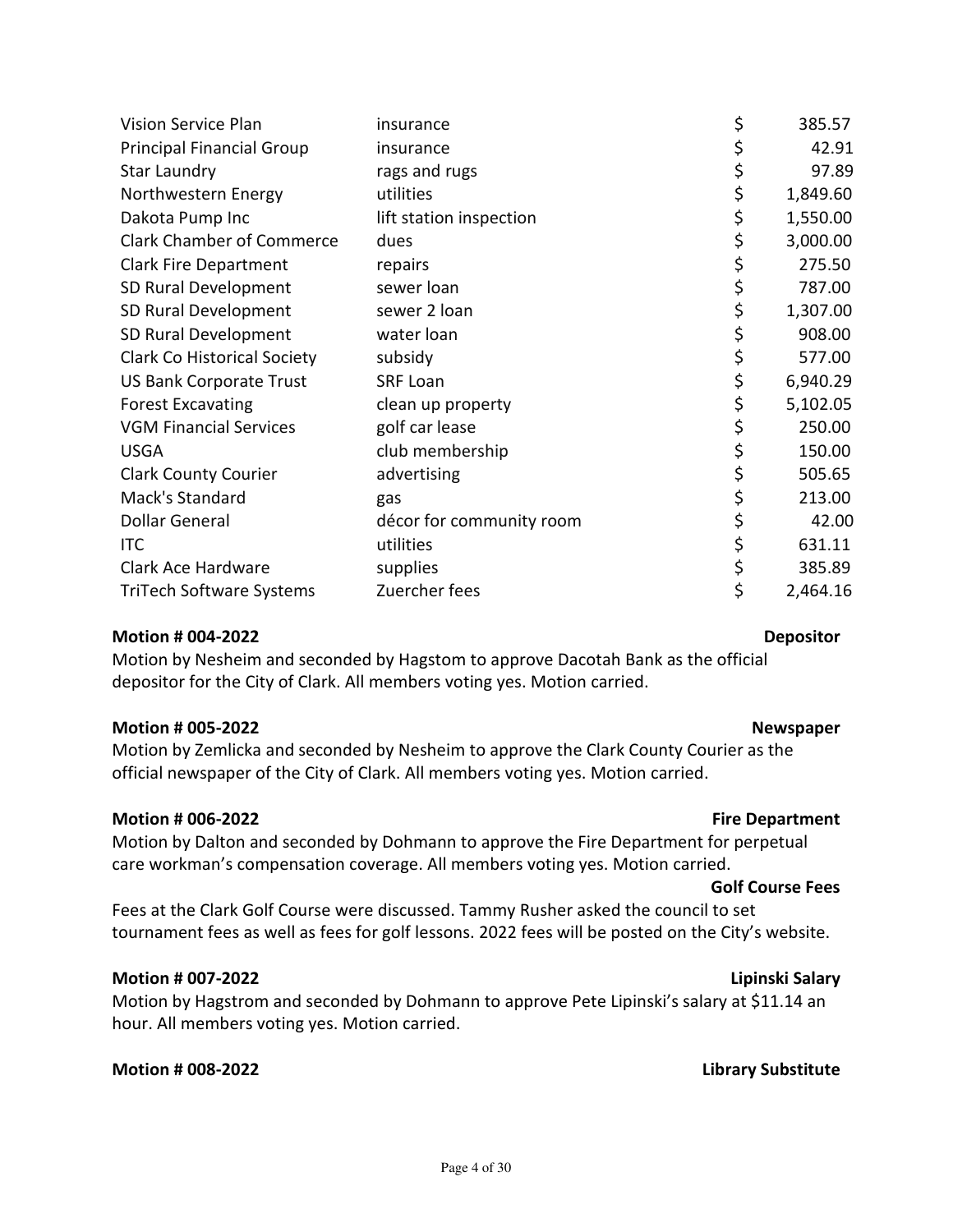| | | |
|---|---|---|
| Vision Service Plan | insurance | $ 385.57 |
| Principal Financial Group | insurance | $ 42.91 |
| Star Laundry | rags and rugs | $ 97.89 |
| Northwestern Energy | utilities | $ 1,849.60 |
| Dakota Pump Inc | lift station inspection | $ 1,550.00 |
| Clark Chamber of Commerce | dues | $ 3,000.00 |
| Clark Fire Department | repairs | $ 275.50 |
| SD Rural Development | sewer loan | $ 787.00 |
| SD Rural Development | sewer 2 loan | $ 1,307.00 |
| SD Rural Development | water loan | $ 908.00 |
| Clark Co Historical Society | subsidy | $ 577.00 |
| US Bank Corporate Trust | SRF Loan | $ 6,940.29 |
| Forest Excavating | clean up property | $ 5,102.05 |
| VGM Financial Services | golf car lease | $ 250.00 |
| USGA | club membership | $ 150.00 |
| Clark County Courier | advertising | $ 505.65 |
| Mack's Standard | gas | $ 213.00 |
| Dollar General | décor for community room | $ 42.00 |
| ITC | utilities | $ 631.11 |
| Clark Ace Hardware | supplies | $ 385.89 |
| TriTech Software Systems | Zuercher fees | $ 2,464.16 |

**Motion # 004-2022** **Depositor**

Motion by Nesheim and seconded by Hagstom to approve Dacotah Bank as the official depositor for the City of Clark. All members voting yes. Motion carried.

**Motion # 005-2022** **Newspaper**

Motion by Zemlicka and seconded by Nesheim to approve the Clark County Courier as the official newspaper of the City of Clark. All members voting yes. Motion carried.

**Motion # 006-2022** **Fire Department**

Motion by Dalton and seconded by Dohmann to approve the Fire Department for perpetual care workman's compensation coverage. All members voting yes. Motion carried.

**Golf Course Fees**

Fees at the Clark Golf Course were discussed. Tammy Rusher asked the council to set tournament fees as well as fees for golf lessons. 2022 fees will be posted on the City's website.

**Motion # 007-2022** **Lipinski Salary**

Motion by Hagstrom and seconded by Dohmann to approve Pete Lipinski's salary at $11.14 an hour. All members voting yes. Motion carried.

**Motion # 008-2022** **Library Substitute**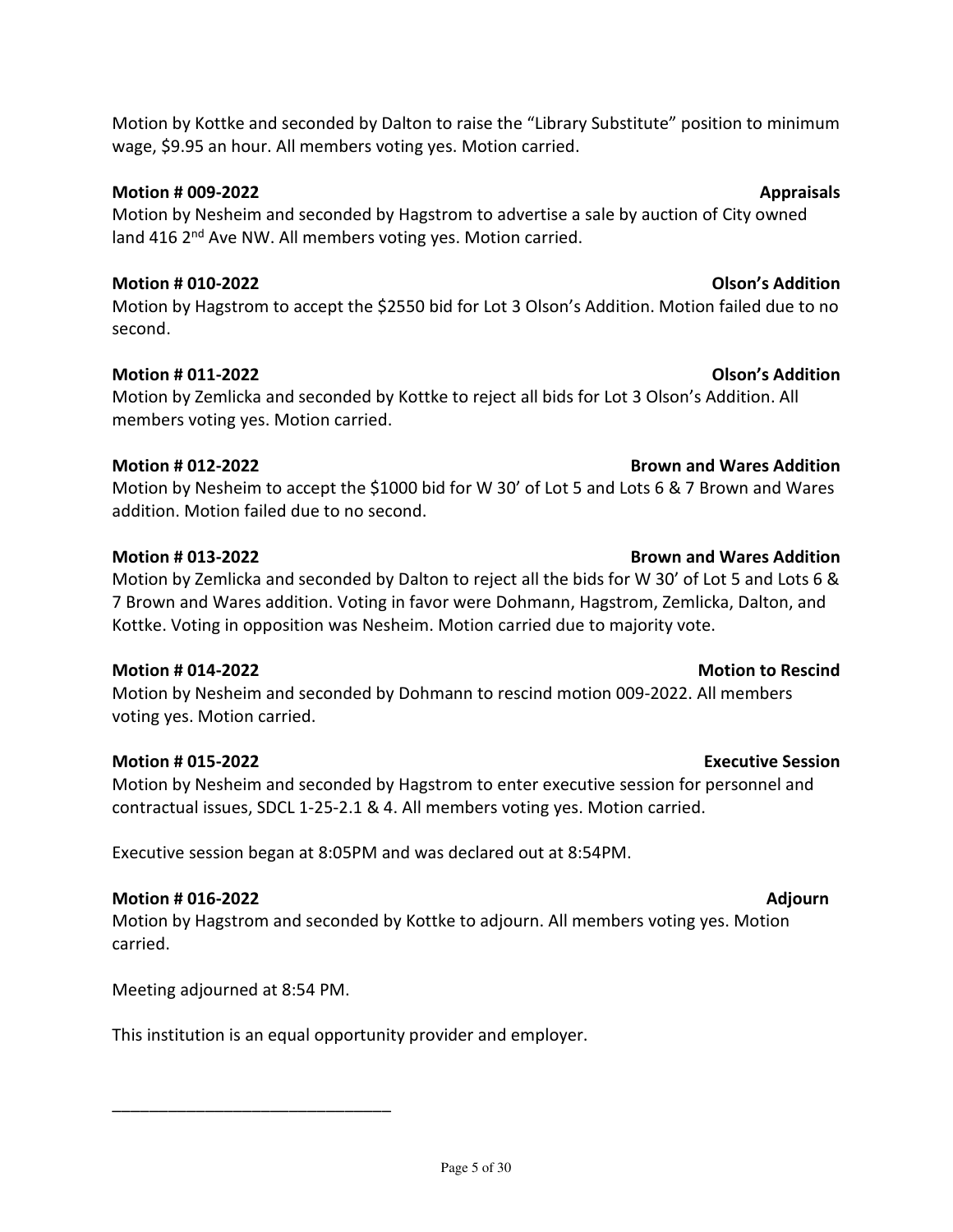Motion by Kottke and seconded by Dalton to raise the "Library Substitute" position to minimum wage, $9.95 an hour. All members voting yes. Motion carried.

**Motion # 009-2022** **Appraisals**

Motion by Nesheim and seconded by Hagstrom to advertise a sale by auction of City owned land 416 2nd Ave NW. All members voting yes. Motion carried.

**Motion # 010-2022** **Olson's Addition**

Motion by Hagstrom to accept the $2550 bid for Lot 3 Olson's Addition. Motion failed due to no second.

**Motion # 011-2022** **Olson's Addition**

Motion by Zemlicka and seconded by Kottke to reject all bids for Lot 3 Olson's Addition. All members voting yes. Motion carried.

**Motion # 012-2022** **Brown and Wares Addition**

Motion by Nesheim to accept the $1000 bid for W 30' of Lot 5 and Lots 6 & 7 Brown and Wares addition. Motion failed due to no second.

**Motion # 013-2022** **Brown and Wares Addition**

Motion by Zemlicka and seconded by Dalton to reject all the bids for W 30' of Lot 5 and Lots 6 & 7 Brown and Wares addition. Voting in favor were Dohmann, Hagstrom, Zemlicka, Dalton, and Kottke. Voting in opposition was Nesheim. Motion carried due to majority vote.

**Motion # 014-2022** **Motion to Rescind**

Motion by Nesheim and seconded by Dohmann to rescind motion 009-2022. All members voting yes. Motion carried.

**Motion # 015-2022** **Executive Session**

Motion by Nesheim and seconded by Hagstrom to enter executive session for personnel and contractual issues, SDCL 1-25-2.1 & 4. All members voting yes. Motion carried.

Executive session began at 8:05PM and was declared out at 8:54PM.

**Motion # 016-2022** **Adjourn**

Motion by Hagstrom and seconded by Kottke to adjourn. All members voting yes. Motion carried.

Meeting adjourned at 8:54 PM.

This institution is an equal opportunity provider and employer.

______________________________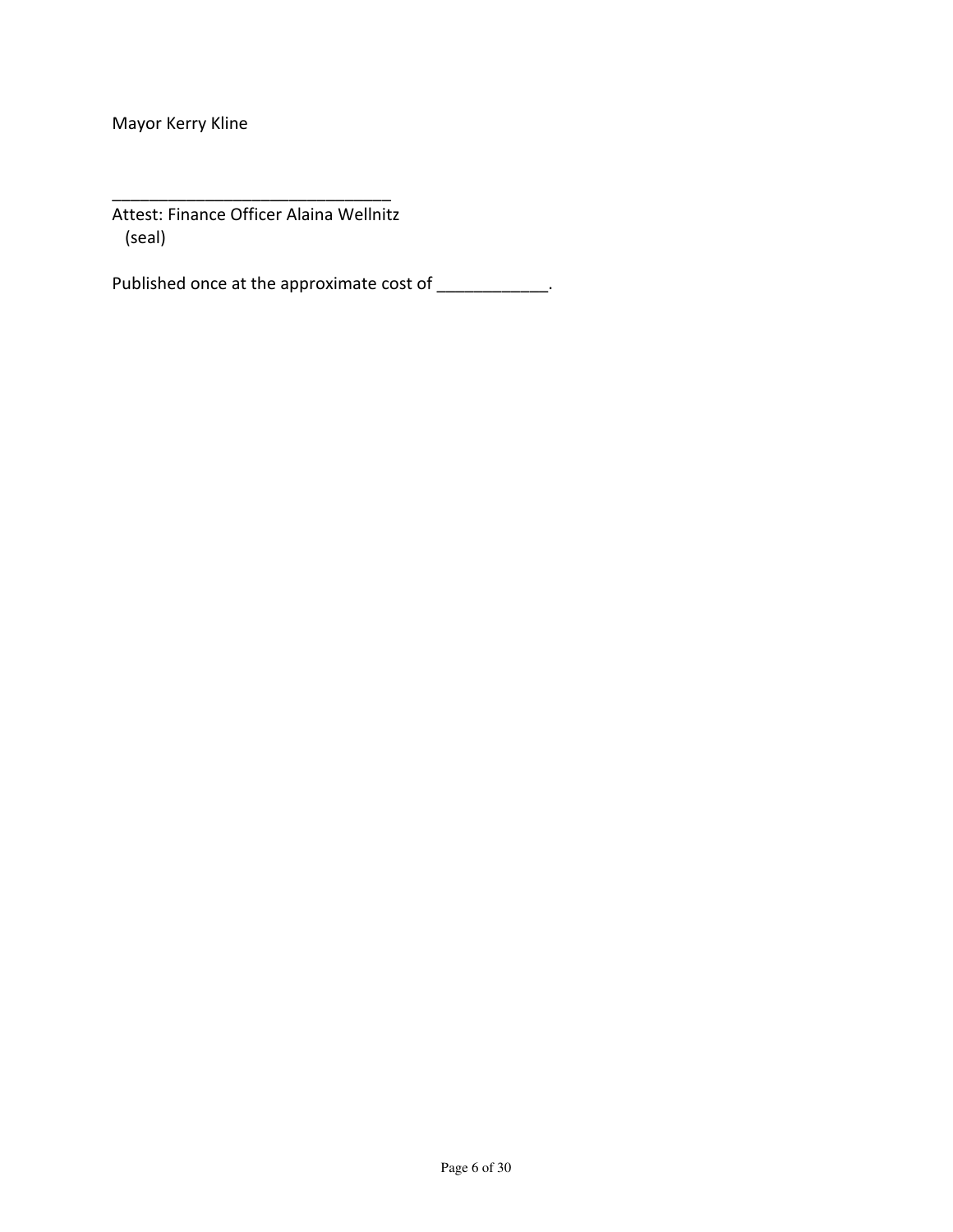Mayor Kerry Kline

______________________________
Attest: Finance Officer Alaina Wellnitz
(seal)

Published once at the approximate cost of ____________.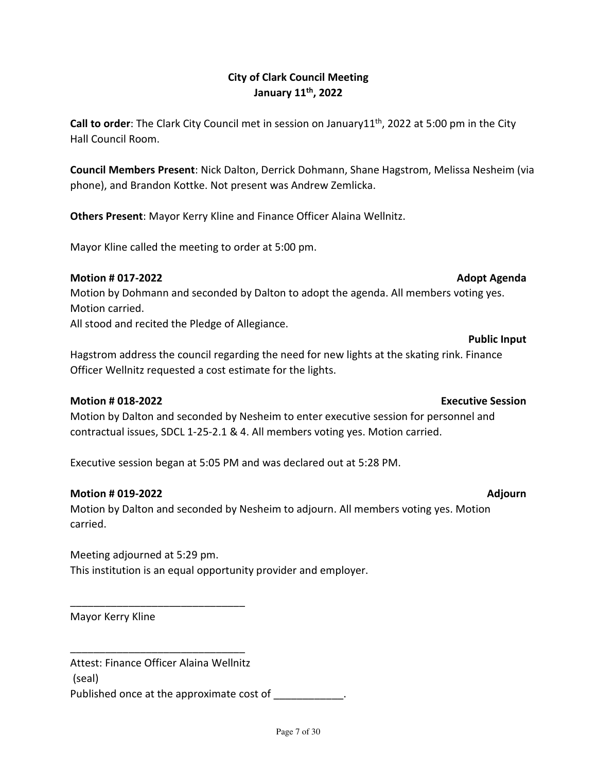**City of Clark Council Meeting**
**January 11th, 2022**

**Call to order**: The Clark City Council met in session on January11th, 2022 at 5:00 pm in the City Hall Council Room.

**Council Members Present**: Nick Dalton, Derrick Dohmann, Shane Hagstrom, Melissa Nesheim (via phone), and Brandon Kottke. Not present was Andrew Zemlicka.

**Others Present**: Mayor Kerry Kline and Finance Officer Alaina Wellnitz.

Mayor Kline called the meeting to order at 5:00 pm.

**Motion # 017-2022** **Adopt Agenda**

Motion by Dohmann and seconded by Dalton to adopt the agenda. All members voting yes. Motion carried.

All stood and recited the Pledge of Allegiance.

**Public Input**

Hagstrom address the council regarding the need for new lights at the skating rink. Finance Officer Wellnitz requested a cost estimate for the lights.

**Motion # 018-2022** **Executive Session**

Motion by Dalton and seconded by Nesheim to enter executive session for personnel and contractual issues, SDCL 1-25-2.1 & 4. All members voting yes. Motion carried.

Executive session began at 5:05 PM and was declared out at 5:28 PM.

**Motion # 019-2022** **Adjourn**

Motion by Dalton and seconded by Nesheim to adjourn. All members voting yes. Motion carried.

Meeting adjourned at 5:29 pm.

This institution is an equal opportunity provider and employer.

______________________________

Mayor Kerry Kline

______________________________

Attest: Finance Officer Alaina Wellnitz

(seal)

Published once at the approximate cost of ____________.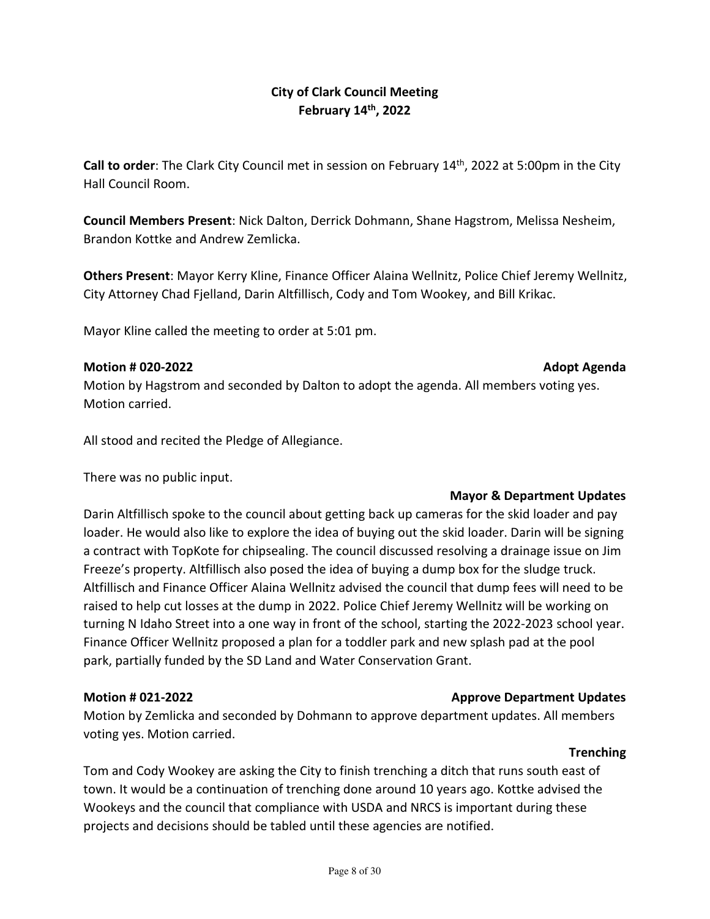**City of Clark Council Meeting**
**February 14th, 2022**

**Call to order**: The Clark City Council met in session on February 14th, 2022 at 5:00pm in the City Hall Council Room.

**Council Members Present**: Nick Dalton, Derrick Dohmann, Shane Hagstrom, Melissa Nesheim, Brandon Kottke and Andrew Zemlicka.

**Others Present**: Mayor Kerry Kline, Finance Officer Alaina Wellnitz, Police Chief Jeremy Wellnitz, City Attorney Chad Fjelland, Darin Altfillisch, Cody and Tom Wookey, and Bill Krikac.

Mayor Kline called the meeting to order at 5:01 pm.

**Motion # 020-2022** **Adopt Agenda**

Motion by Hagstrom and seconded by Dalton to adopt the agenda. All members voting yes. Motion carried.

All stood and recited the Pledge of Allegiance.

There was no public input.

**Mayor & Department Updates**

Darin Altfillisch spoke to the council about getting back up cameras for the skid loader and pay loader. He would also like to explore the idea of buying out the skid loader. Darin will be signing a contract with TopKote for chipsealing. The council discussed resolving a drainage issue on Jim Freeze's property. Altfillisch also posed the idea of buying a dump box for the sludge truck. Altfillisch and Finance Officer Alaina Wellnitz advised the council that dump fees will need to be raised to help cut losses at the dump in 2022. Police Chief Jeremy Wellnitz will be working on turning N Idaho Street into a one way in front of the school, starting the 2022-2023 school year. Finance Officer Wellnitz proposed a plan for a toddler park and new splash pad at the pool park, partially funded by the SD Land and Water Conservation Grant.

**Motion # 021-2022** **Approve Department Updates**

Motion by Zemlicka and seconded by Dohmann to approve department updates. All members voting yes. Motion carried.

**Trenching**

Tom and Cody Wookey are asking the City to finish trenching a ditch that runs south east of town. It would be a continuation of trenching done around 10 years ago. Kottke advised the Wookeys and the council that compliance with USDA and NRCS is important during these projects and decisions should be tabled until these agencies are notified.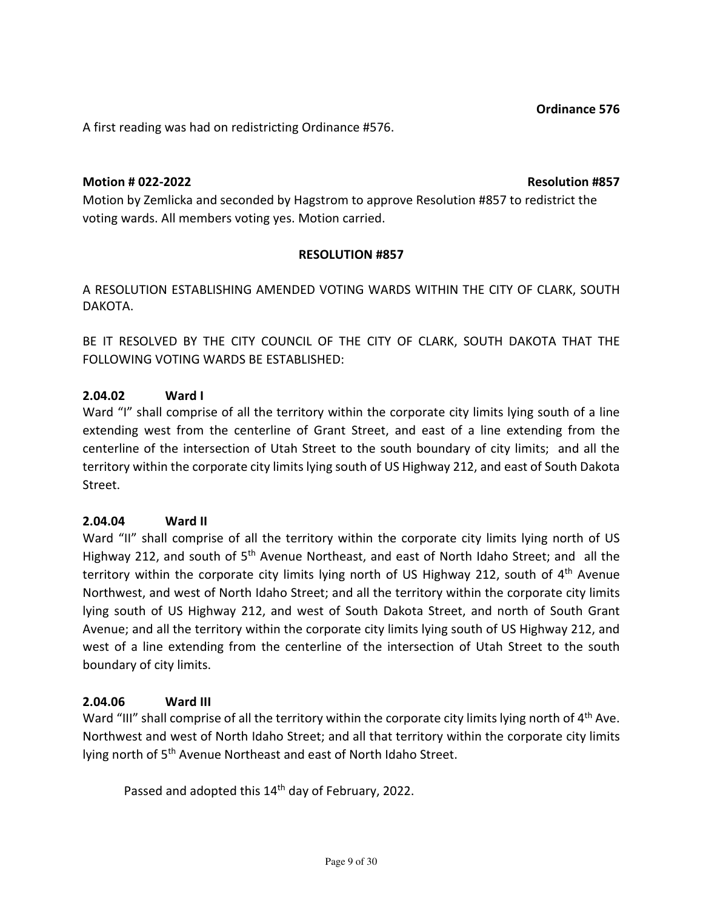**Ordinance 576**

A first reading was had on redistricting Ordinance #576.

**Motion # 022-2022** **Resolution #857**

Motion by Zemlicka and seconded by Hagstrom to approve Resolution #857 to redistrict the voting wards. All members voting yes. Motion carried.

**RESOLUTION #857**

A RESOLUTION ESTABLISHING AMENDED VOTING WARDS WITHIN THE CITY OF CLARK, SOUTH DAKOTA.

BE IT RESOLVED BY THE CITY COUNCIL OF THE CITY OF CLARK, SOUTH DAKOTA THAT THE FOLLOWING VOTING WARDS BE ESTABLISHED:

**2.04.02 Ward I**

Ward "I" shall comprise of all the territory within the corporate city limits lying south of a line extending west from the centerline of Grant Street, and east of a line extending from the centerline of the intersection of Utah Street to the south boundary of city limits; and all the territory within the corporate city limits lying south of US Highway 212, and east of South Dakota Street.

**2.04.04 Ward II**

Ward "II" shall comprise of all the territory within the corporate city limits lying north of US Highway 212, and south of 5th Avenue Northeast, and east of North Idaho Street; and all the territory within the corporate city limits lying north of US Highway 212, south of 4th Avenue Northwest, and west of North Idaho Street; and all the territory within the corporate city limits lying south of US Highway 212, and west of South Dakota Street, and north of South Grant Avenue; and all the territory within the corporate city limits lying south of US Highway 212, and west of a line extending from the centerline of the intersection of Utah Street to the south boundary of city limits.

**2.04.06 Ward III**

Ward "III" shall comprise of all the territory within the corporate city limits lying north of 4th Ave. Northwest and west of North Idaho Street; and all that territory within the corporate city limits lying north of 5th Avenue Northeast and east of North Idaho Street.

Passed and adopted this 14th day of February, 2022.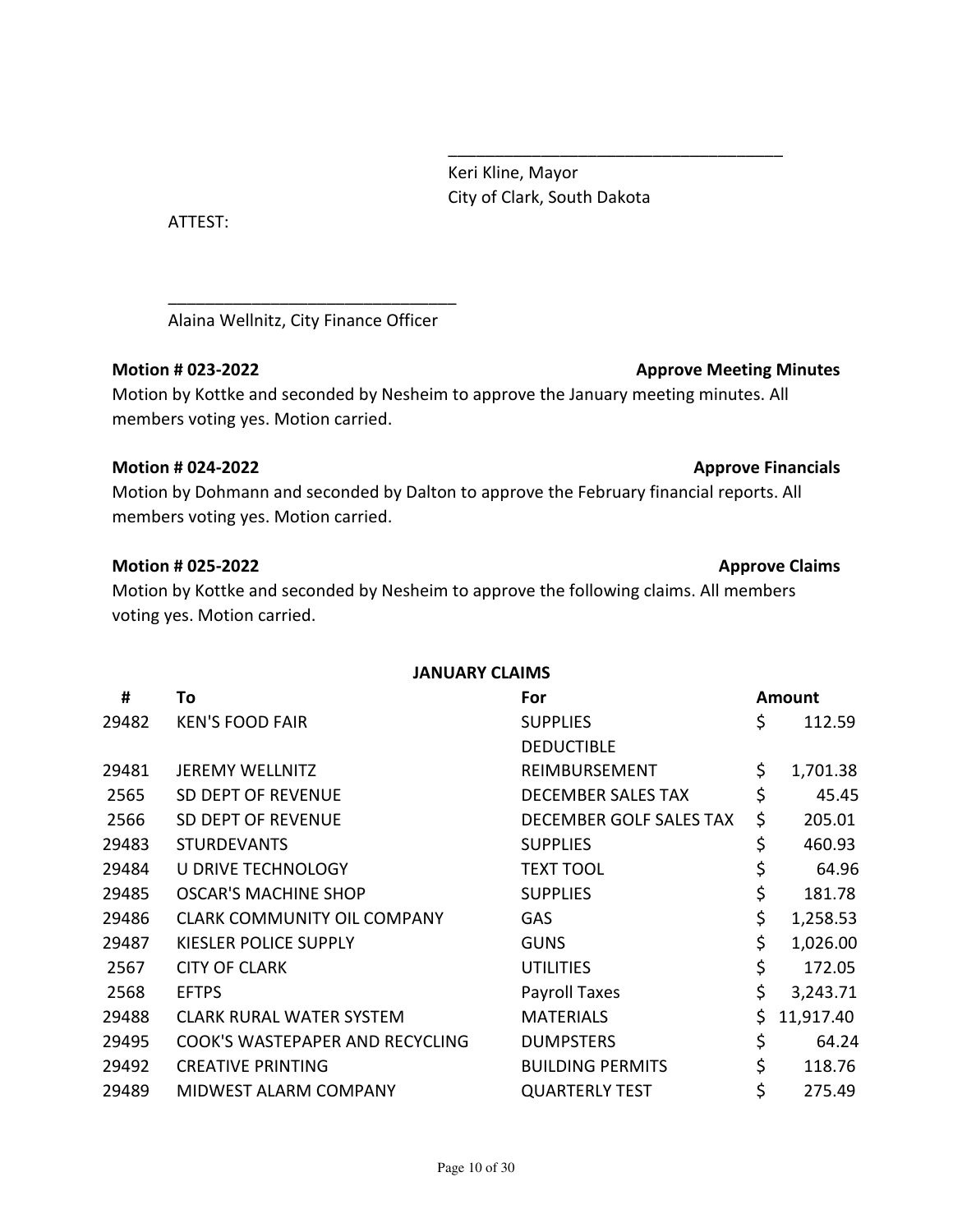\_\_\_\_\_\_\_\_\_\_\_\_\_\_\_\_\_\_\_\_\_\_\_\_\_\_\_\_\_\_\_\_\_\_\_\_

Keri Kline, Mayor
City of Clark, South Dakota

ATTEST:

\_\_\_\_\_\_\_\_\_\_\_\_\_\_\_\_\_\_\_\_\_\_\_\_\_\_\_\_\_\_\_

Alaina Wellnitz, City Finance Officer

**Motion # 023-2022** **Approve Meeting Minutes**

Motion by Kottke and seconded by Nesheim to approve the January meeting minutes. All members voting yes. Motion carried.

**Motion # 024-2022** **Approve Financials**

Motion by Dohmann and seconded by Dalton to approve the February financial reports. All members voting yes. Motion carried.

**Motion # 025-2022** **Approve Claims**

Motion by Kottke and seconded by Nesheim to approve the following claims. All members voting yes. Motion carried.

**JANUARY CLAIMS**

| # | To | For | Amount |
|---|---|---|---|
| 29482 | KEN'S FOOD FAIR | SUPPLIES | $ 112.59 |
| 29481 | JEREMY WELLNITZ | DEDUCTIBLE REIMBURSEMENT | $ 1,701.38 |
| 2565 | SD DEPT OF REVENUE | DECEMBER SALES TAX | $ 45.45 |
| 2566 | SD DEPT OF REVENUE | DECEMBER GOLF SALES TAX | $ 205.01 |
| 29483 | STURDEVANTS | SUPPLIES | $ 460.93 |
| 29484 | U DRIVE TECHNOLOGY | TEXT TOOL | $ 64.96 |
| 29485 | OSCAR'S MACHINE SHOP | SUPPLIES | $ 181.78 |
| 29486 | CLARK COMMUNITY OIL COMPANY | GAS | $ 1,258.53 |
| 29487 | KIESLER POLICE SUPPLY | GUNS | $ 1,026.00 |
| 2567 | CITY OF CLARK | UTILITIES | $ 172.05 |
| 2568 | EFTPS | Payroll Taxes | $ 3,243.71 |
| 29488 | CLARK RURAL WATER SYSTEM | MATERIALS | $ 11,917.40 |
| 29495 | COOK'S WASTEPAPER AND RECYCLING | DUMPSTERS | $ 64.24 |
| 29492 | CREATIVE PRINTING | BUILDING PERMITS | $ 118.76 |
| 29489 | MIDWEST ALARM COMPANY | QUARTERLY TEST | $ 275.49 |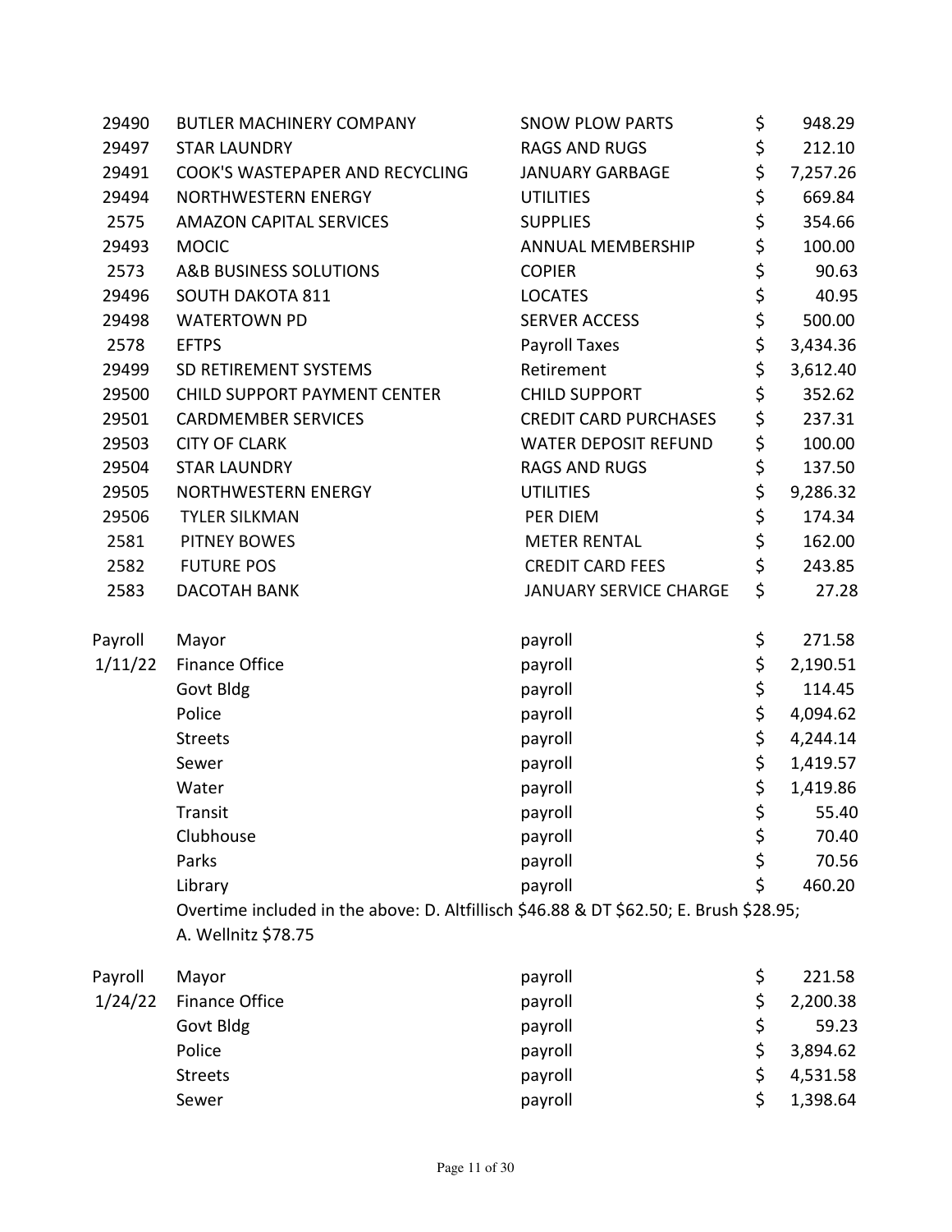| | | | |
|---|---|---|---|
| 29490 | BUTLER MACHINERY COMPANY | SNOW PLOW PARTS | $ 948.29 |
| 29497 | STAR LAUNDRY | RAGS AND RUGS | $ 212.10 |
| 29491 | COOK'S WASTEPAPER AND RECYCLING | JANUARY GARBAGE | $ 7,257.26 |
| 29494 | NORTHWESTERN ENERGY | UTILITIES | $ 669.84 |
| 2575 | AMAZON CAPITAL SERVICES | SUPPLIES | $ 354.66 |
| 29493 | MOCIC | ANNUAL MEMBERSHIP | $ 100.00 |
| 2573 | A&B BUSINESS SOLUTIONS | COPIER | $ 90.63 |
| 29496 | SOUTH DAKOTA 811 | LOCATES | $ 40.95 |
| 29498 | WATERTOWN PD | SERVER ACCESS | $ 500.00 |
| 2578 | EFTPS | Payroll Taxes | $ 3,434.36 |
| 29499 | SD RETIREMENT SYSTEMS | Retirement | $ 3,612.40 |
| 29500 | CHILD SUPPORT PAYMENT CENTER | CHILD SUPPORT | $ 352.62 |
| 29501 | CARDMEMBER SERVICES | CREDIT CARD PURCHASES | $ 237.31 |
| 29503 | CITY OF CLARK | WATER DEPOSIT REFUND | $ 100.00 |
| 29504 | STAR LAUNDRY | RAGS AND RUGS | $ 137.50 |
| 29505 | NORTHWESTERN ENERGY | UTILITIES | $ 9,286.32 |
| 29506 | TYLER SILKMAN | PER DIEM | $ 174.34 |
| 2581 | PITNEY BOWES | METER RENTAL | $ 162.00 |
| 2582 | FUTURE POS | CREDIT CARD FEES | $ 243.85 |
| 2583 | DACOTAH BANK | JANUARY SERVICE CHARGE | $ 27.28 |
| | | | |
| Payroll | Mayor | payroll | $ 271.58 |
| 1/11/22 | Finance Office | payroll | $ 2,190.51 |
| | Govt Bldg | payroll | $ 114.45 |
| | Police | payroll | $ 4,094.62 |
| | Streets | payroll | $ 4,244.14 |
| | Sewer | payroll | $ 1,419.57 |
| | Water | payroll | $ 1,419.86 |
| | Transit | payroll | $ 55.40 |
| | Clubhouse | payroll | $ 70.40 |
| | Parks | payroll | $ 70.56 |
| | Library | payroll | $ 460.20 |
| | Overtime included in the above: D. Altfillisch $46.88 & DT $62.50; E. Brush $28.95; A. Wellnitz $78.75 | | |
| | | | |
| Payroll | Mayor | payroll | $ 221.58 |
| 1/24/22 | Finance Office | payroll | $ 2,200.38 |
| | Govt Bldg | payroll | $ 59.23 |
| | Police | payroll | $ 3,894.62 |
| | Streets | payroll | $ 4,531.58 |
| | Sewer | payroll | $ 1,398.64 |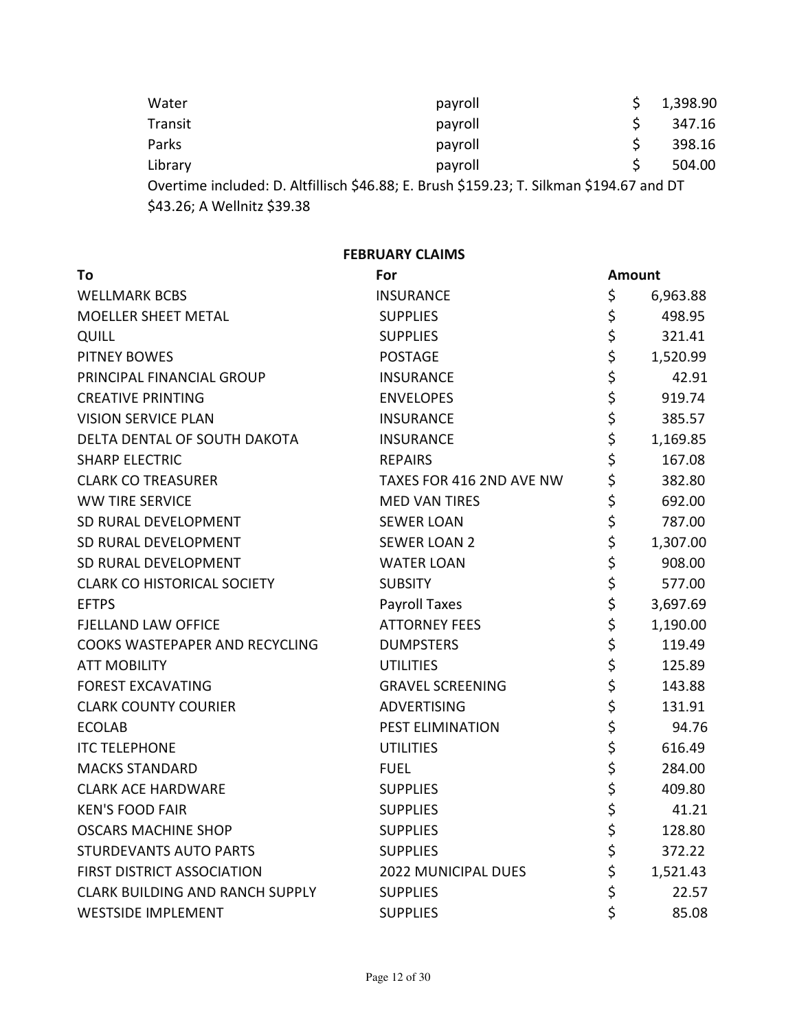| | | |
|---|---|---|
| Water | payroll | $ 1,398.90 |
| Transit | payroll | $ 347.16 |
| Parks | payroll | $ 398.16 |
| Library | payroll | $ 504.00 |

Overtime included: D. Altfillisch $46.88; E. Brush $159.23; T. Silkman $194.67 and DT $43.26; A Wellnitz $39.38

**FEBRUARY CLAIMS**

| To | For | Amount |
|---|---|---|
| WELLMARK BCBS | INSURANCE | $ 6,963.88 |
| MOELLER SHEET METAL | SUPPLIES | $ 498.95 |
| QUILL | SUPPLIES | $ 321.41 |
| PITNEY BOWES | POSTAGE | $ 1,520.99 |
| PRINCIPAL FINANCIAL GROUP | INSURANCE | $ 42.91 |
| CREATIVE PRINTING | ENVELOPES | $ 919.74 |
| VISION SERVICE PLAN | INSURANCE | $ 385.57 |
| DELTA DENTAL OF SOUTH DAKOTA | INSURANCE | $ 1,169.85 |
| SHARP ELECTRIC | REPAIRS | $ 167.08 |
| CLARK CO TREASURER | TAXES FOR 416 2ND AVE NW | $ 382.80 |
| WW TIRE SERVICE | MED VAN TIRES | $ 692.00 |
| SD RURAL DEVELOPMENT | SEWER LOAN | $ 787.00 |
| SD RURAL DEVELOPMENT | SEWER LOAN 2 | $ 1,307.00 |
| SD RURAL DEVELOPMENT | WATER LOAN | $ 908.00 |
| CLARK CO HISTORICAL SOCIETY | SUBSITY | $ 577.00 |
| EFTPS | Payroll Taxes | $ 3,697.69 |
| FJELLAND LAW OFFICE | ATTORNEY FEES | $ 1,190.00 |
| COOKS WASTEPAPER AND RECYCLING | DUMPSTERS | $ 119.49 |
| ATT MOBILITY | UTILITIES | $ 125.89 |
| FOREST EXCAVATING | GRAVEL SCREENING | $ 143.88 |
| CLARK COUNTY COURIER | ADVERTISING | $ 131.91 |
| ECOLAB | PEST ELIMINATION | $ 94.76 |
| ITC TELEPHONE | UTILITIES | $ 616.49 |
| MACKS STANDARD | FUEL | $ 284.00 |
| CLARK ACE HARDWARE | SUPPLIES | $ 409.80 |
| KEN'S FOOD FAIR | SUPPLIES | $ 41.21 |
| OSCARS MACHINE SHOP | SUPPLIES | $ 128.80 |
| STURDEVANTS AUTO PARTS | SUPPLIES | $ 372.22 |
| FIRST DISTRICT ASSOCIATION | 2022 MUNICIPAL DUES | $ 1,521.43 |
| CLARK BUILDING AND RANCH SUPPLY | SUPPLIES | $ 22.57 |
| WESTSIDE IMPLEMENT | SUPPLIES | $ 85.08 |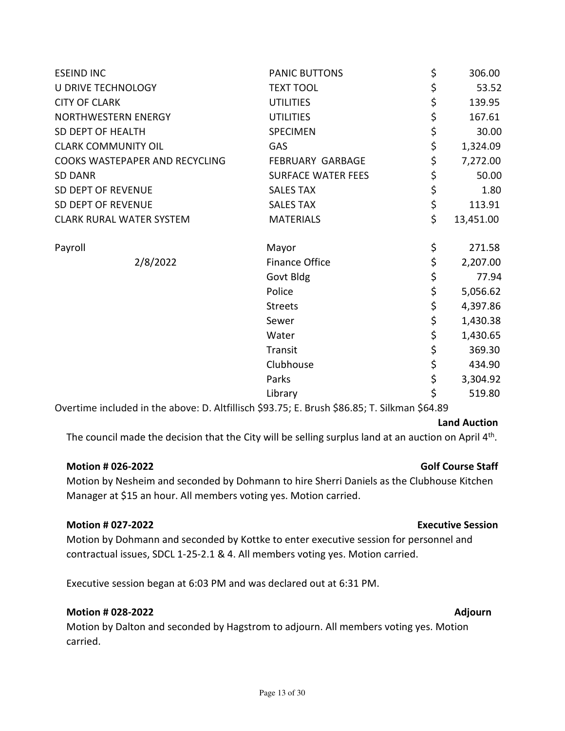| | | | |
|---|---|---|---|
| ESEIND INC | PANIC BUTTONS | $ | 306.00 |
| U DRIVE TECHNOLOGY | TEXT TOOL | $ | 53.52 |
| CITY OF CLARK | UTILITIES | $ | 139.95 |
| NORTHWESTERN ENERGY | UTILITIES | $ | 167.61 |
| SD DEPT OF HEALTH | SPECIMEN | $ | 30.00 |
| CLARK COMMUNITY OIL | GAS | $ | 1,324.09 |
| COOKS WASTEPAPER AND RECYCLING | FEBRUARY GARBAGE | $ | 7,272.00 |
| SD DANR | SURFACE WATER FEES | $ | 50.00 |
| SD DEPT OF REVENUE | SALES TAX | $ | 1.80 |
| SD DEPT OF REVENUE | SALES TAX | $ | 113.91 |
| CLARK RURAL WATER SYSTEM | MATERIALS | $ | 13,451.00 |

| | | | |
|---|---|---|---|
| Payroll | Mayor | $ | 271.58 |
| 2/8/2022 | Finance Office | $ | 2,207.00 |
| | Govt Bldg | $ | 77.94 |
| | Police | $ | 5,056.62 |
| | Streets | $ | 4,397.86 |
| | Sewer | $ | 1,430.38 |
| | Water | $ | 1,430.65 |
| | Transit | $ | 369.30 |
| | Clubhouse | $ | 434.90 |
| | Parks | $ | 3,304.92 |
| | Library | $ | 519.80 |

Overtime included in the above: D. Altfillisch $93.75; E. Brush $86.85; T. Silkman $64.89

**Land Auction**

The council made the decision that the City will be selling surplus land at an auction on April 4th.

**Motion # 026-2022** **Golf Course Staff**

Motion by Nesheim and seconded by Dohmann to hire Sherri Daniels as the Clubhouse Kitchen Manager at $15 an hour. All members voting yes. Motion carried.

**Motion # 027-2022** **Executive Session**

Motion by Dohmann and seconded by Kottke to enter executive session for personnel and contractual issues, SDCL 1-25-2.1 & 4. All members voting yes. Motion carried.

Executive session began at 6:03 PM and was declared out at 6:31 PM.

**Motion # 028-2022** **Adjourn**

Motion by Dalton and seconded by Hagstrom to adjourn. All members voting yes. Motion carried.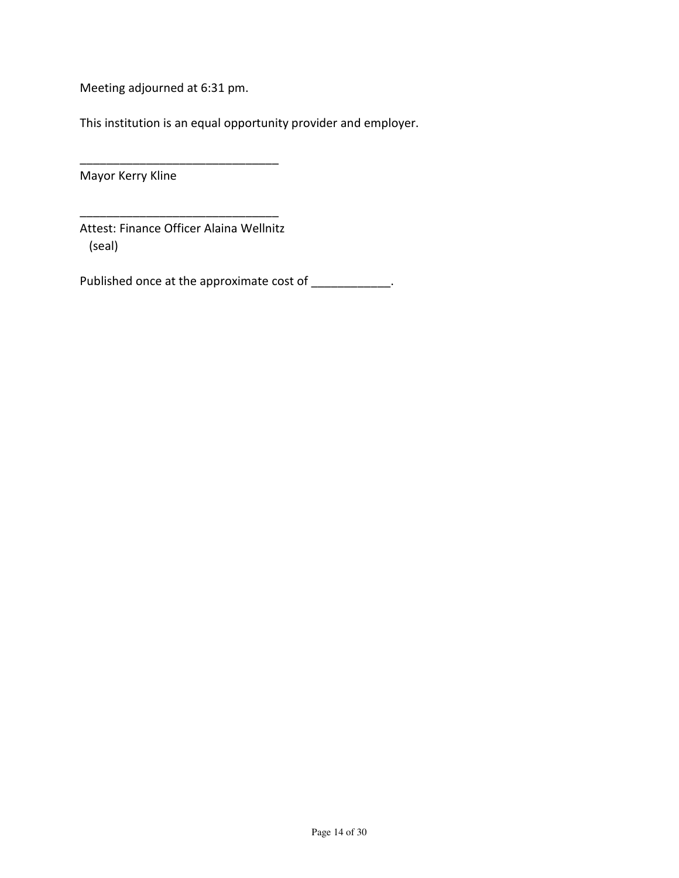Meeting adjourned at 6:31 pm.

This institution is an equal opportunity provider and employer.

______________________________
Mayor Kerry Kline

______________________________
Attest: Finance Officer Alaina Wellnitz
(seal)

Published once at the approximate cost of ____________.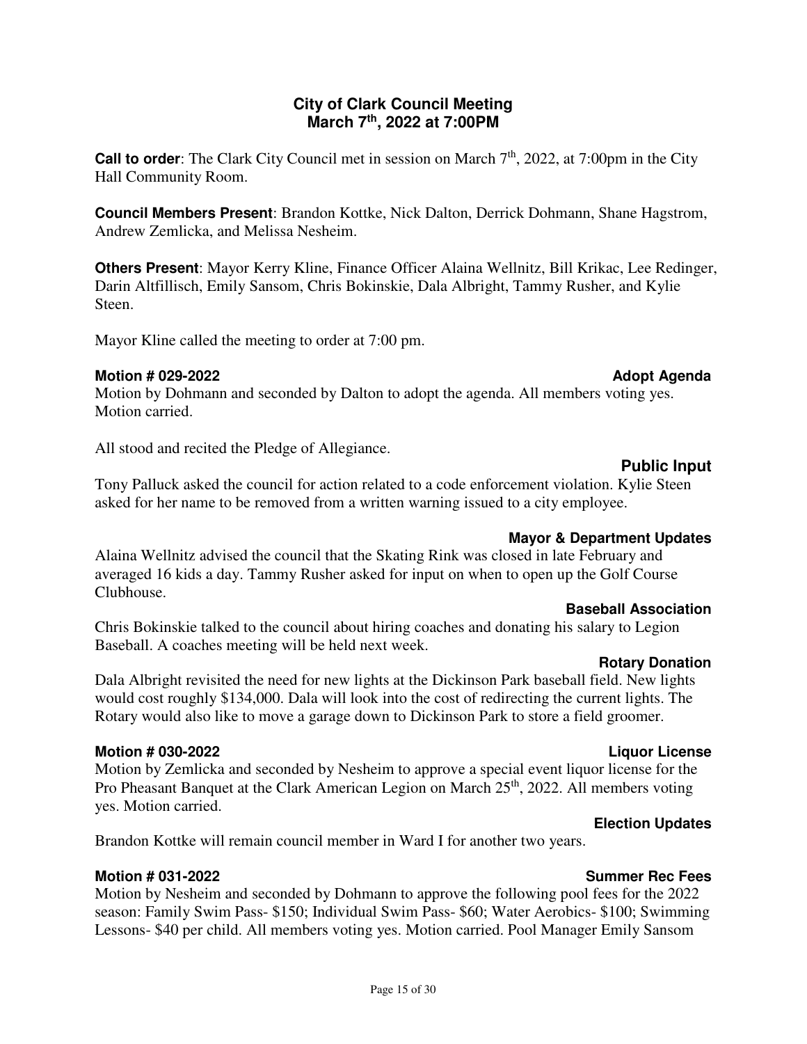# City of Clark Council Meeting
## March 7th, 2022 at 7:00PM

**Call to order**: The Clark City Council met in session on March 7th, 2022, at 7:00pm in the City Hall Community Room.

**Council Members Present**: Brandon Kottke, Nick Dalton, Derrick Dohmann, Shane Hagstrom, Andrew Zemlicka, and Melissa Nesheim.

**Others Present**: Mayor Kerry Kline, Finance Officer Alaina Wellnitz, Bill Krikac, Lee Redinger, Darin Altfillisch, Emily Sansom, Chris Bokinskie, Dala Albright, Tammy Rusher, and Kylie Steen.

Mayor Kline called the meeting to order at 7:00 pm.

**Motion # 029-2022** **Adopt Agenda**

Motion by Dohmann and seconded by Dalton to adopt the agenda. All members voting yes. Motion carried.

All stood and recited the Pledge of Allegiance.

**Public Input**

Tony Palluck asked the council for action related to a code enforcement violation. Kylie Steen asked for her name to be removed from a written warning issued to a city employee.

**Mayor & Department Updates**

Alaina Wellnitz advised the council that the Skating Rink was closed in late February and averaged 16 kids a day. Tammy Rusher asked for input on when to open up the Golf Course Clubhouse.

**Baseball Association**

Chris Bokinskie talked to the council about hiring coaches and donating his salary to Legion Baseball. A coaches meeting will be held next week.

**Rotary Donation**

Dala Albright revisited the need for new lights at the Dickinson Park baseball field. New lights would cost roughly $134,000. Dala will look into the cost of redirecting the current lights. The Rotary would also like to move a garage down to Dickinson Park to store a field groomer.

**Motion # 030-2022** **Liquor License**

Motion by Zemlicka and seconded by Nesheim to approve a special event liquor license for the Pro Pheasant Banquet at the Clark American Legion on March 25th, 2022. All members voting yes. Motion carried.

**Election Updates**

Brandon Kottke will remain council member in Ward I for another two years.

**Motion # 031-2022** **Summer Rec Fees**

Motion by Nesheim and seconded by Dohmann to approve the following pool fees for the 2022 season: Family Swim Pass- $150; Individual Swim Pass- $60; Water Aerobics- $100; Swimming Lessons- $40 per child. All members voting yes. Motion carried. Pool Manager Emily Sansom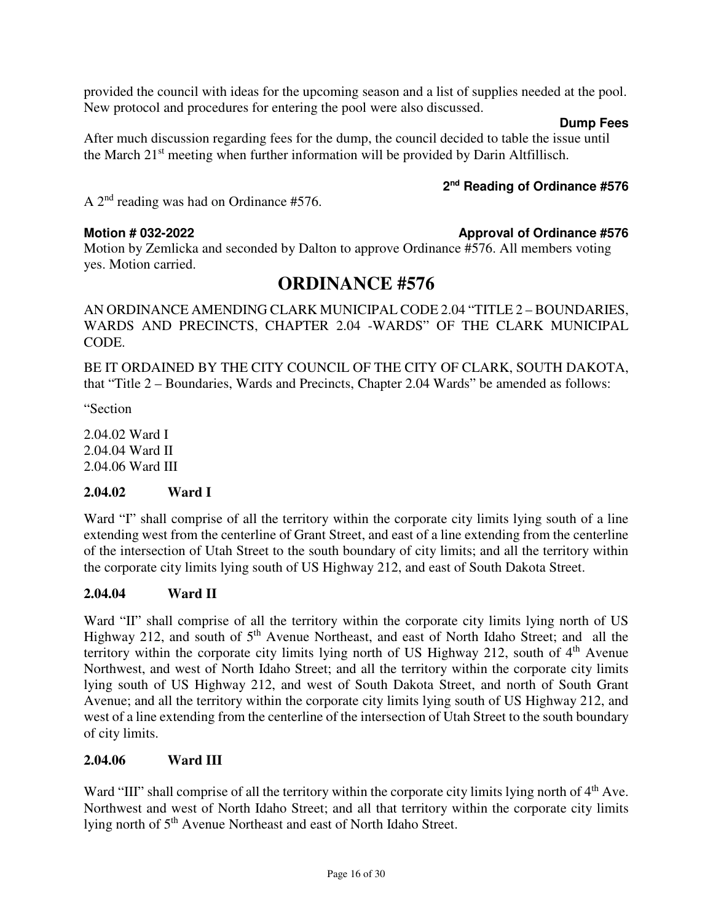provided the council with ideas for the upcoming season and a list of supplies needed at the pool. New protocol and procedures for entering the pool were also discussed.

**Dump Fees**

After much discussion regarding fees for the dump, the council decided to table the issue until the March 21st meeting when further information will be provided by Darin Altfillisch.

**2nd Reading of Ordinance #576**

A 2nd reading was had on Ordinance #576.

**Motion # 032-2022** **Approval of Ordinance #576**

Motion by Zemlicka and seconded by Dalton to approve Ordinance #576. All members voting yes. Motion carried.

# ORDINANCE #576

AN ORDINANCE AMENDING CLARK MUNICIPAL CODE 2.04 "TITLE 2 – BOUNDARIES, WARDS AND PRECINCTS, CHAPTER 2.04 -WARDS" OF THE CLARK MUNICIPAL CODE.

BE IT ORDAINED BY THE CITY COUNCIL OF THE CITY OF CLARK, SOUTH DAKOTA, that "Title 2 – Boundaries, Wards and Precincts, Chapter 2.04 Wards" be amended as follows:

"Section

2.04.02 Ward I
2.04.04 Ward II
2.04.06 Ward III

**2.04.02 Ward I**

Ward "I" shall comprise of all the territory within the corporate city limits lying south of a line extending west from the centerline of Grant Street, and east of a line extending from the centerline of the intersection of Utah Street to the south boundary of city limits; and all the territory within the corporate city limits lying south of US Highway 212, and east of South Dakota Street.

**2.04.04 Ward II**

Ward "II" shall comprise of all the territory within the corporate city limits lying north of US Highway 212, and south of 5th Avenue Northeast, and east of North Idaho Street; and all the territory within the corporate city limits lying north of US Highway 212, south of 4th Avenue Northwest, and west of North Idaho Street; and all the territory within the corporate city limits lying south of US Highway 212, and west of South Dakota Street, and north of South Grant Avenue; and all the territory within the corporate city limits lying south of US Highway 212, and west of a line extending from the centerline of the intersection of Utah Street to the south boundary of city limits.

**2.04.06 Ward III**

Ward "III" shall comprise of all the territory within the corporate city limits lying north of 4th Ave. Northwest and west of North Idaho Street; and all that territory within the corporate city limits lying north of 5th Avenue Northeast and east of North Idaho Street.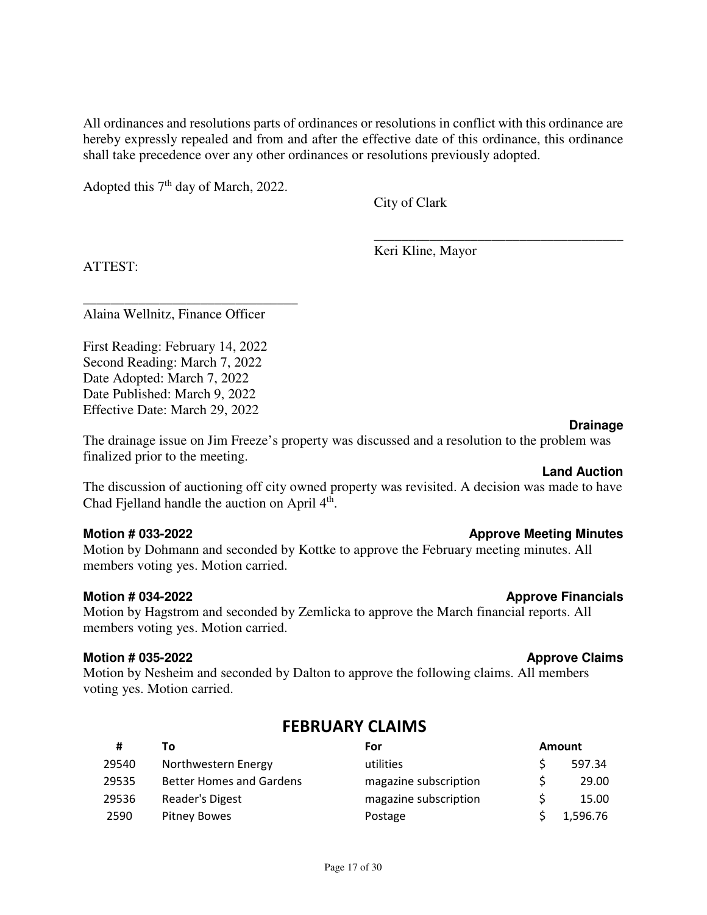All ordinances and resolutions parts of ordinances or resolutions in conflict with this ordinance are hereby expressly repealed and from and after the effective date of this ordinance, this ordinance shall take precedence over any other ordinances or resolutions previously adopted.

Adopted this 7th day of March, 2022.

City of Clark

\_\_\_\_\_\_\_\_\_\_\_\_\_\_\_\_\_\_\_\_\_\_\_\_\_\_\_\_\_\_\_\_\_\_\_\_

Keri Kline, Mayor

ATTEST:

\_\_\_\_\_\_\_\_\_\_\_\_\_\_\_\_\_\_\_\_\_\_\_\_\_\_\_\_\_\_\_

Alaina Wellnitz, Finance Officer

First Reading: February 14, 2022
Second Reading: March 7, 2022
Date Adopted: March 7, 2022
Date Published: March 9, 2022
Effective Date: March 29, 2022

**Drainage**

The drainage issue on Jim Freeze's property was discussed and a resolution to the problem was finalized prior to the meeting.

**Land Auction**

The discussion of auctioning off city owned property was revisited. A decision was made to have Chad Fjelland handle the auction on April 4th.

**Motion # 033-2022 — Approve Meeting Minutes**

Motion by Dohmann and seconded by Kottke to approve the February meeting minutes. All members voting yes. Motion carried.

**Motion # 034-2022 — Approve Financials**

Motion by Hagstrom and seconded by Zemlicka to approve the March financial reports. All members voting yes. Motion carried.

**Motion # 035-2022 — Approve Claims**

Motion by Nesheim and seconded by Dalton to approve the following claims. All members voting yes. Motion carried.

## FEBRUARY CLAIMS

| # | To | For | Amount |
|---|---|---|---|
| 29540 | Northwestern Energy | utilities | $ 597.34 |
| 29535 | Better Homes and Gardens | magazine subscription | $ 29.00 |
| 29536 | Reader's Digest | magazine subscription | $ 15.00 |
| 2590 | Pitney Bowes | Postage | $ 1,596.76 |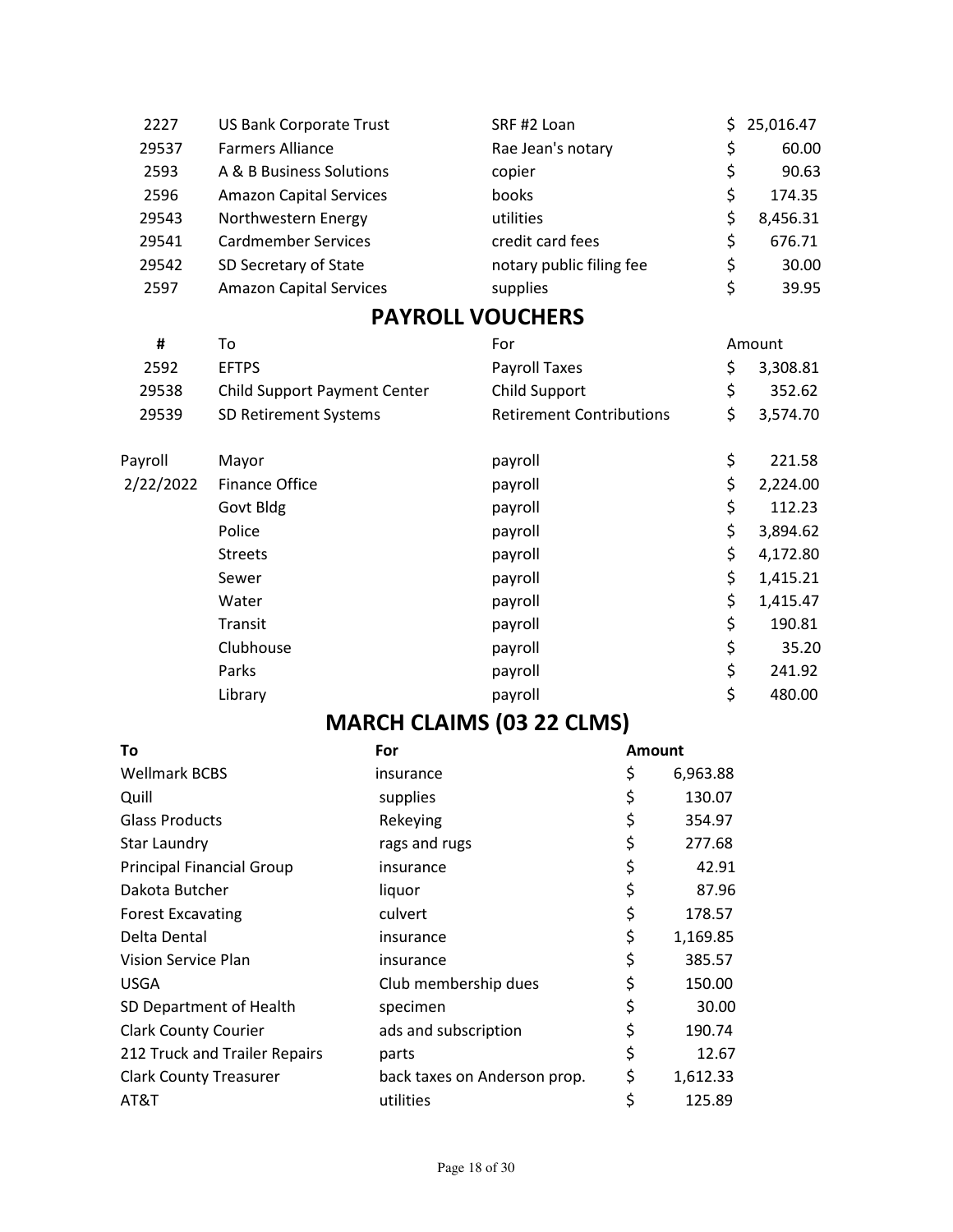| | | | |
|---|---|---|---|
| 2227 | US Bank Corporate Trust | SRF #2 Loan | $ 25,016.47 |
| 29537 | Farmers Alliance | Rae Jean's notary | $ 60.00 |
| 2593 | A & B Business Solutions | copier | $ 90.63 |
| 2596 | Amazon Capital Services | books | $ 174.35 |
| 29543 | Northwestern Energy | utilities | $ 8,456.31 |
| 29541 | Cardmember Services | credit card fees | $ 676.71 |
| 29542 | SD Secretary of State | notary public filing fee | $ 30.00 |
| 2597 | Amazon Capital Services | supplies | $ 39.95 |

## PAYROLL VOUCHERS

| # | To | For | Amount |
|---|---|---|---|
| 2592 | EFTPS | Payroll Taxes | $ 3,308.81 |
| 29538 | Child Support Payment Center | Child Support | $ 352.62 |
| 29539 | SD Retirement Systems | Retirement Contributions | $ 3,574.70 |
| | | | |
| Payroll | Mayor | payroll | $ 221.58 |
| 2/22/2022 | Finance Office | payroll | $ 2,224.00 |
| | Govt Bldg | payroll | $ 112.23 |
| | Police | payroll | $ 3,894.62 |
| | Streets | payroll | $ 4,172.80 |
| | Sewer | payroll | $ 1,415.21 |
| | Water | payroll | $ 1,415.47 |
| | Transit | payroll | $ 190.81 |
| | Clubhouse | payroll | $ 35.20 |
| | Parks | payroll | $ 241.92 |
| | Library | payroll | $ 480.00 |

## MARCH CLAIMS (03 22 CLMS)

| To | For | Amount |
|---|---|---|
| Wellmark BCBS | insurance | $ 6,963.88 |
| Quill | supplies | $ 130.07 |
| Glass Products | Rekeying | $ 354.97 |
| Star Laundry | rags and rugs | $ 277.68 |
| Principal Financial Group | insurance | $ 42.91 |
| Dakota Butcher | liquor | $ 87.96 |
| Forest Excavating | culvert | $ 178.57 |
| Delta Dental | insurance | $ 1,169.85 |
| Vision Service Plan | insurance | $ 385.57 |
| USGA | Club membership dues | $ 150.00 |
| SD Department of Health | specimen | $ 30.00 |
| Clark County Courier | ads and subscription | $ 190.74 |
| 212 Truck and Trailer Repairs | parts | $ 12.67 |
| Clark County Treasurer | back taxes on Anderson prop. | $ 1,612.33 |
| AT&T | utilities | $ 125.89 |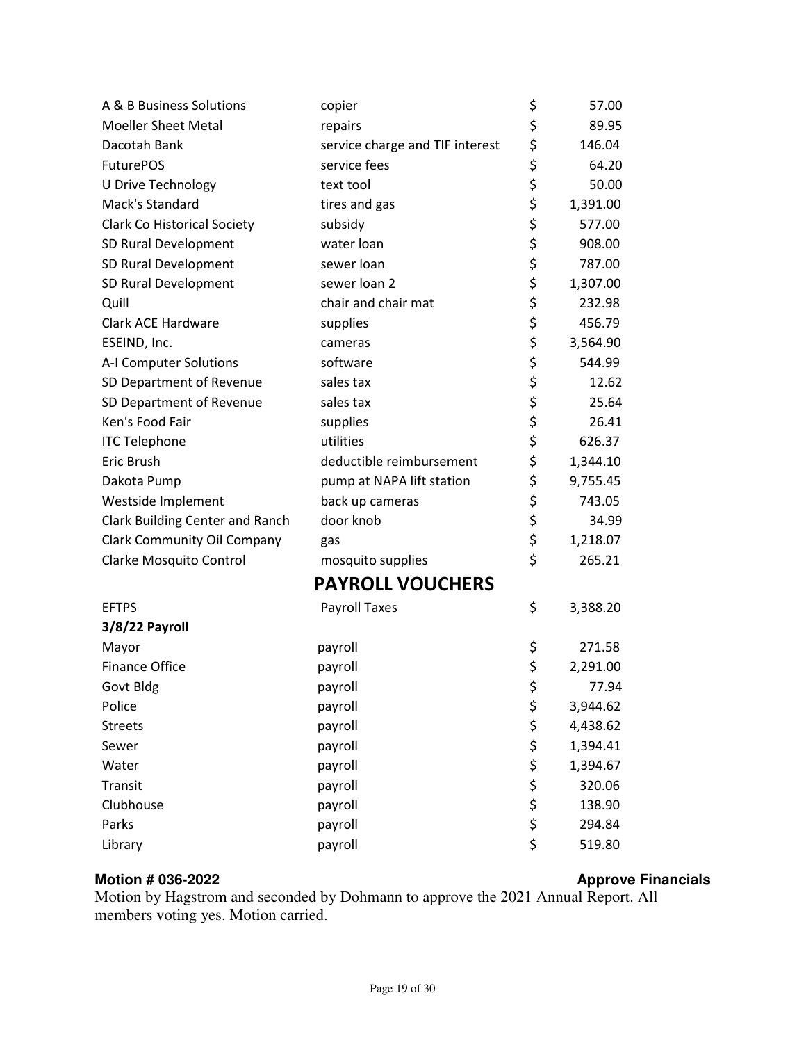| | | |
|---|---|---|
| A & B Business Solutions | copier | $ 57.00 |
| Moeller Sheet Metal | repairs | $ 89.95 |
| Dacotah Bank | service charge and TIF interest | $ 146.04 |
| FuturePOS | service fees | $ 64.20 |
| U Drive Technology | text tool | $ 50.00 |
| Mack's Standard | tires and gas | $ 1,391.00 |
| Clark Co Historical Society | subsidy | $ 577.00 |
| SD Rural Development | water loan | $ 908.00 |
| SD Rural Development | sewer loan | $ 787.00 |
| SD Rural Development | sewer loan 2 | $ 1,307.00 |
| Quill | chair and chair mat | $ 232.98 |
| Clark ACE Hardware | supplies | $ 456.79 |
| ESEIND, Inc. | cameras | $ 3,564.90 |
| A-I Computer Solutions | software | $ 544.99 |
| SD Department of Revenue | sales tax | $ 12.62 |
| SD Department of Revenue | sales tax | $ 25.64 |
| Ken's Food Fair | supplies | $ 26.41 |
| ITC Telephone | utilities | $ 626.37 |
| Eric Brush | deductible reimbursement | $ 1,344.10 |
| Dakota Pump | pump at NAPA lift station | $ 9,755.45 |
| Westside Implement | back up cameras | $ 743.05 |
| Clark Building Center and Ranch | door knob | $ 34.99 |
| Clark Community Oil Company | gas | $ 1,218.07 |
| Clarke Mosquito Control | mosquito supplies | $ 265.21 |

## PAYROLL VOUCHERS

| | | |
|---|---|---|
| EFTPS | Payroll Taxes | $ 3,388.20 |
| **3/8/22 Payroll** | | |
| Mayor | payroll | $ 271.58 |
| Finance Office | payroll | $ 2,291.00 |
| Govt Bldg | payroll | $ 77.94 |
| Police | payroll | $ 3,944.62 |
| Streets | payroll | $ 4,438.62 |
| Sewer | payroll | $ 1,394.41 |
| Water | payroll | $ 1,394.67 |
| Transit | payroll | $ 320.06 |
| Clubhouse | payroll | $ 138.90 |
| Parks | payroll | $ 294.84 |
| Library | payroll | $ 519.80 |

**Motion # 036-2022** **Approve Financials**

Motion by Hagstrom and seconded by Dohmann to approve the 2021 Annual Report. All members voting yes. Motion carried.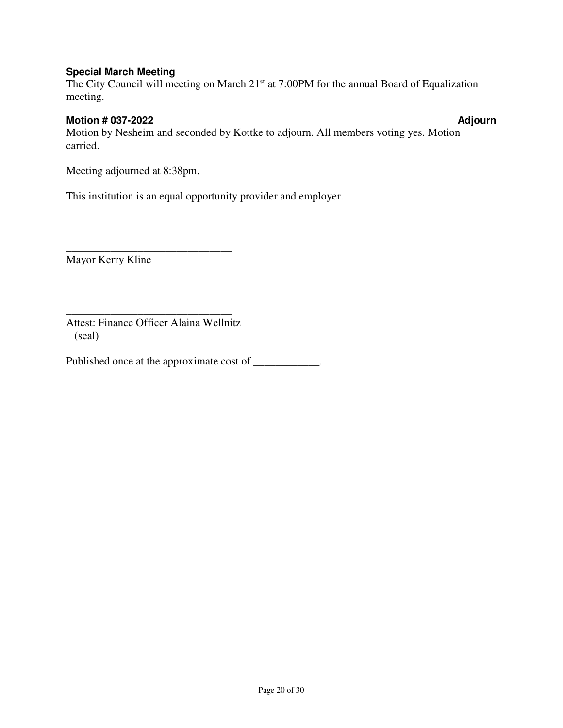**Special March Meeting**
The City Council will meeting on March 21st at 7:00PM for the annual Board of Equalization meeting.

**Motion # 037-2022 Adjourn**
Motion by Nesheim and seconded by Kottke to adjourn. All members voting yes. Motion carried.

Meeting adjourned at 8:38pm.

This institution is an equal opportunity provider and employer.

______________________________
Mayor Kerry Kline

______________________________
Attest: Finance Officer Alaina Wellnitz
(seal)

Published once at the approximate cost of ____________.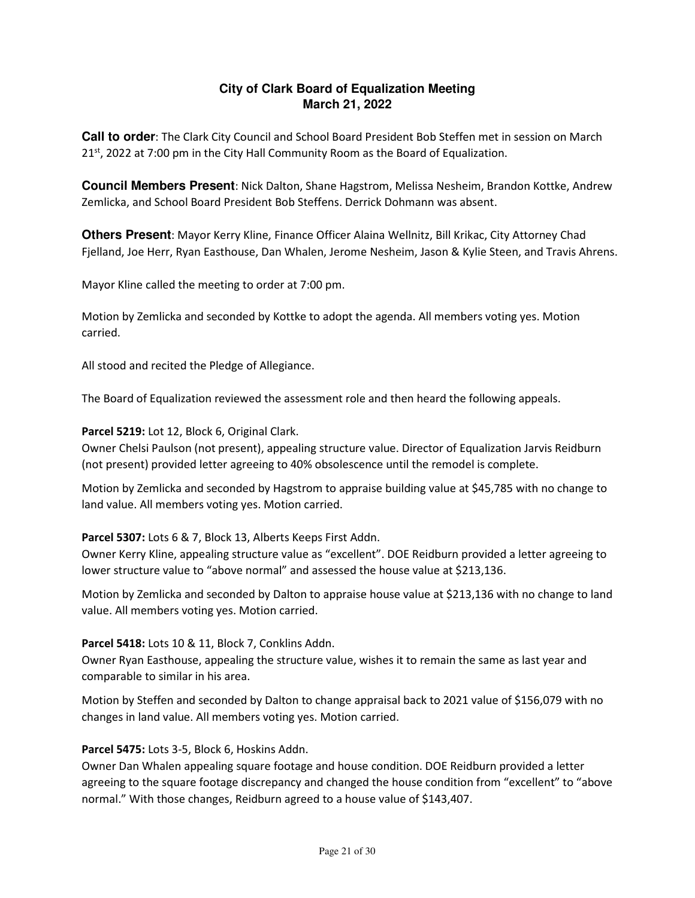# City of Clark Board of Equalization Meeting
## March 21, 2022

**Call to order**: The Clark City Council and School Board President Bob Steffen met in session on March 21st, 2022 at 7:00 pm in the City Hall Community Room as the Board of Equalization.

**Council Members Present**: Nick Dalton, Shane Hagstrom, Melissa Nesheim, Brandon Kottke, Andrew Zemlicka, and School Board President Bob Steffens. Derrick Dohmann was absent.

**Others Present**: Mayor Kerry Kline, Finance Officer Alaina Wellnitz, Bill Krikac, City Attorney Chad Fjelland, Joe Herr, Ryan Easthouse, Dan Whalen, Jerome Nesheim, Jason & Kylie Steen, and Travis Ahrens.

Mayor Kline called the meeting to order at 7:00 pm.

Motion by Zemlicka and seconded by Kottke to adopt the agenda. All members voting yes. Motion carried.

All stood and recited the Pledge of Allegiance.

The Board of Equalization reviewed the assessment role and then heard the following appeals.

**Parcel 5219:** Lot 12, Block 6, Original Clark.
Owner Chelsi Paulson (not present), appealing structure value. Director of Equalization Jarvis Reidburn (not present) provided letter agreeing to 40% obsolescence until the remodel is complete.

Motion by Zemlicka and seconded by Hagstrom to appraise building value at $45,785 with no change to land value. All members voting yes. Motion carried.

**Parcel 5307:** Lots 6 & 7, Block 13, Alberts Keeps First Addn.
Owner Kerry Kline, appealing structure value as "excellent". DOE Reidburn provided a letter agreeing to lower structure value to "above normal" and assessed the house value at $213,136.

Motion by Zemlicka and seconded by Dalton to appraise house value at $213,136 with no change to land value. All members voting yes. Motion carried.

**Parcel 5418:** Lots 10 & 11, Block 7, Conklins Addn.
Owner Ryan Easthouse, appealing the structure value, wishes it to remain the same as last year and comparable to similar in his area.

Motion by Steffen and seconded by Dalton to change appraisal back to 2021 value of $156,079 with no changes in land value. All members voting yes. Motion carried.

**Parcel 5475:** Lots 3-5, Block 6, Hoskins Addn.
Owner Dan Whalen appealing square footage and house condition. DOE Reidburn provided a letter agreeing to the square footage discrepancy and changed the house condition from "excellent" to "above normal." With those changes, Reidburn agreed to a house value of $143,407.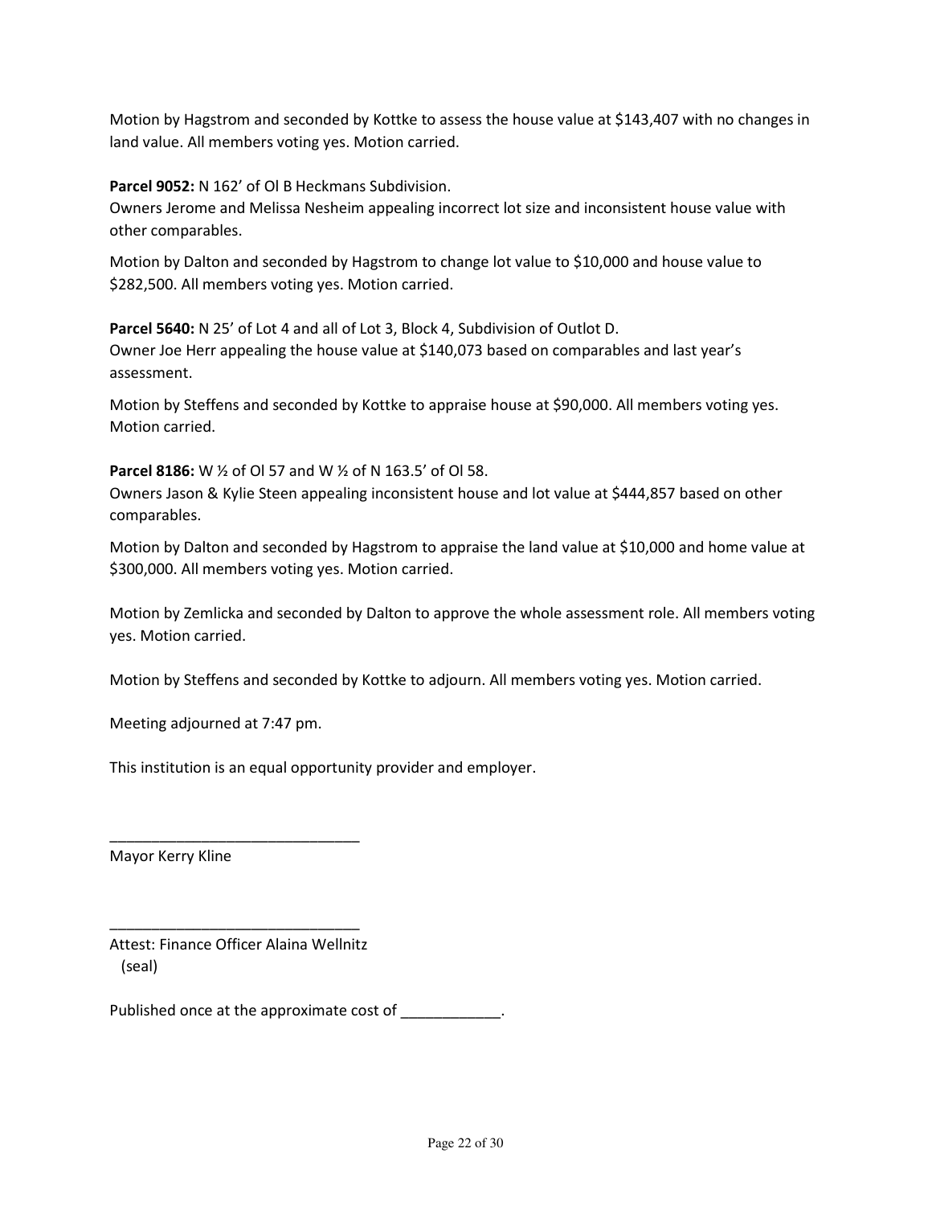Motion by Hagstrom and seconded by Kottke to assess the house value at $143,407 with no changes in land value. All members voting yes. Motion carried.

**Parcel 9052:** N 162' of Ol B Heckmans Subdivision.
Owners Jerome and Melissa Nesheim appealing incorrect lot size and inconsistent house value with other comparables.

Motion by Dalton and seconded by Hagstrom to change lot value to $10,000 and house value to $282,500. All members voting yes. Motion carried.

**Parcel 5640:** N 25' of Lot 4 and all of Lot 3, Block 4, Subdivision of Outlot D.
Owner Joe Herr appealing the house value at $140,073 based on comparables and last year's assessment.

Motion by Steffens and seconded by Kottke to appraise house at $90,000. All members voting yes. Motion carried.

**Parcel 8186:** W ½ of Ol 57 and W ½ of N 163.5' of Ol 58.
Owners Jason & Kylie Steen appealing inconsistent house and lot value at $444,857 based on other comparables.

Motion by Dalton and seconded by Hagstrom to appraise the land value at $10,000 and home value at $300,000. All members voting yes. Motion carried.

Motion by Zemlicka and seconded by Dalton to approve the whole assessment role. All members voting yes. Motion carried.

Motion by Steffens and seconded by Kottke to adjourn. All members voting yes. Motion carried.

Meeting adjourned at 7:47 pm.

This institution is an equal opportunity provider and employer.

______________________________
Mayor Kerry Kline

______________________________
Attest: Finance Officer Alaina Wellnitz
(seal)

Published once at the approximate cost of ____________.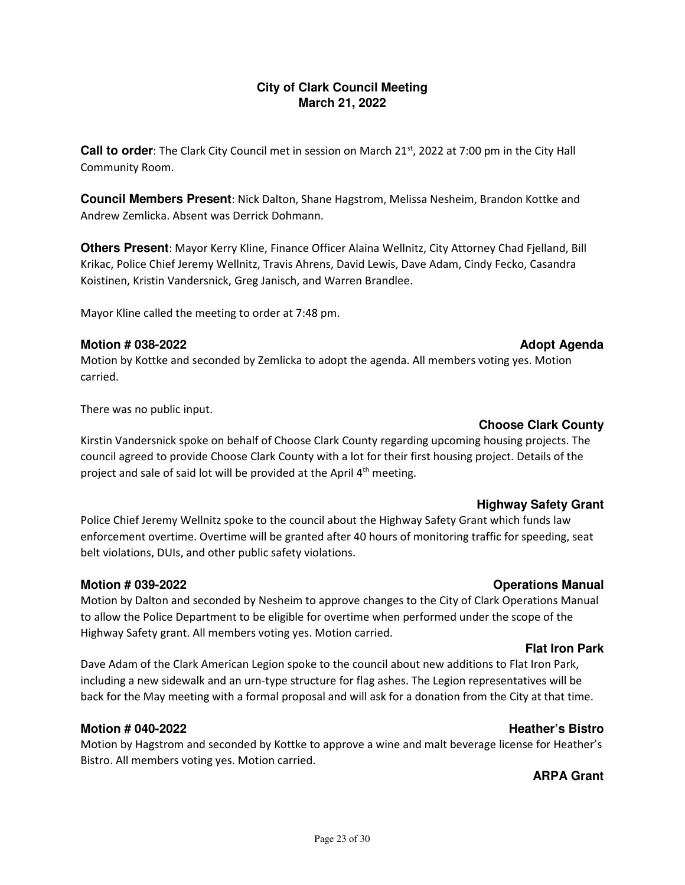# City of Clark Council Meeting
## March 21, 2022

**Call to order**: The Clark City Council met in session on March 21st, 2022 at 7:00 pm in the City Hall Community Room.

**Council Members Present**: Nick Dalton, Shane Hagstrom, Melissa Nesheim, Brandon Kottke and Andrew Zemlicka. Absent was Derrick Dohmann.

**Others Present**: Mayor Kerry Kline, Finance Officer Alaina Wellnitz, City Attorney Chad Fjelland, Bill Krikac, Police Chief Jeremy Wellnitz, Travis Ahrens, David Lewis, Dave Adam, Cindy Fecko, Casandra Koistinen, Kristin Vandersnick, Greg Janisch, and Warren Brandlee.

Mayor Kline called the meeting to order at 7:48 pm.

**Motion # 038-2022** **Adopt Agenda**

Motion by Kottke and seconded by Zemlicka to adopt the agenda. All members voting yes. Motion carried.

There was no public input.

**Choose Clark County**

Kirstin Vandersnick spoke on behalf of Choose Clark County regarding upcoming housing projects. The council agreed to provide Choose Clark County with a lot for their first housing project. Details of the project and sale of said lot will be provided at the April 4th meeting.

**Highway Safety Grant**

Police Chief Jeremy Wellnitz spoke to the council about the Highway Safety Grant which funds law enforcement overtime. Overtime will be granted after 40 hours of monitoring traffic for speeding, seat belt violations, DUIs, and other public safety violations.

**Motion # 039-2022** **Operations Manual**

Motion by Dalton and seconded by Nesheim to approve changes to the City of Clark Operations Manual to allow the Police Department to be eligible for overtime when performed under the scope of the Highway Safety grant. All members voting yes. Motion carried.

**Flat Iron Park**

Dave Adam of the Clark American Legion spoke to the council about new additions to Flat Iron Park, including a new sidewalk and an urn-type structure for flag ashes. The Legion representatives will be back for the May meeting with a formal proposal and will ask for a donation from the City at that time.

**Motion # 040-2022** **Heather's Bistro**

Motion by Hagstrom and seconded by Kottke to approve a wine and malt beverage license for Heather's Bistro. All members voting yes. Motion carried.

**ARPA Grant**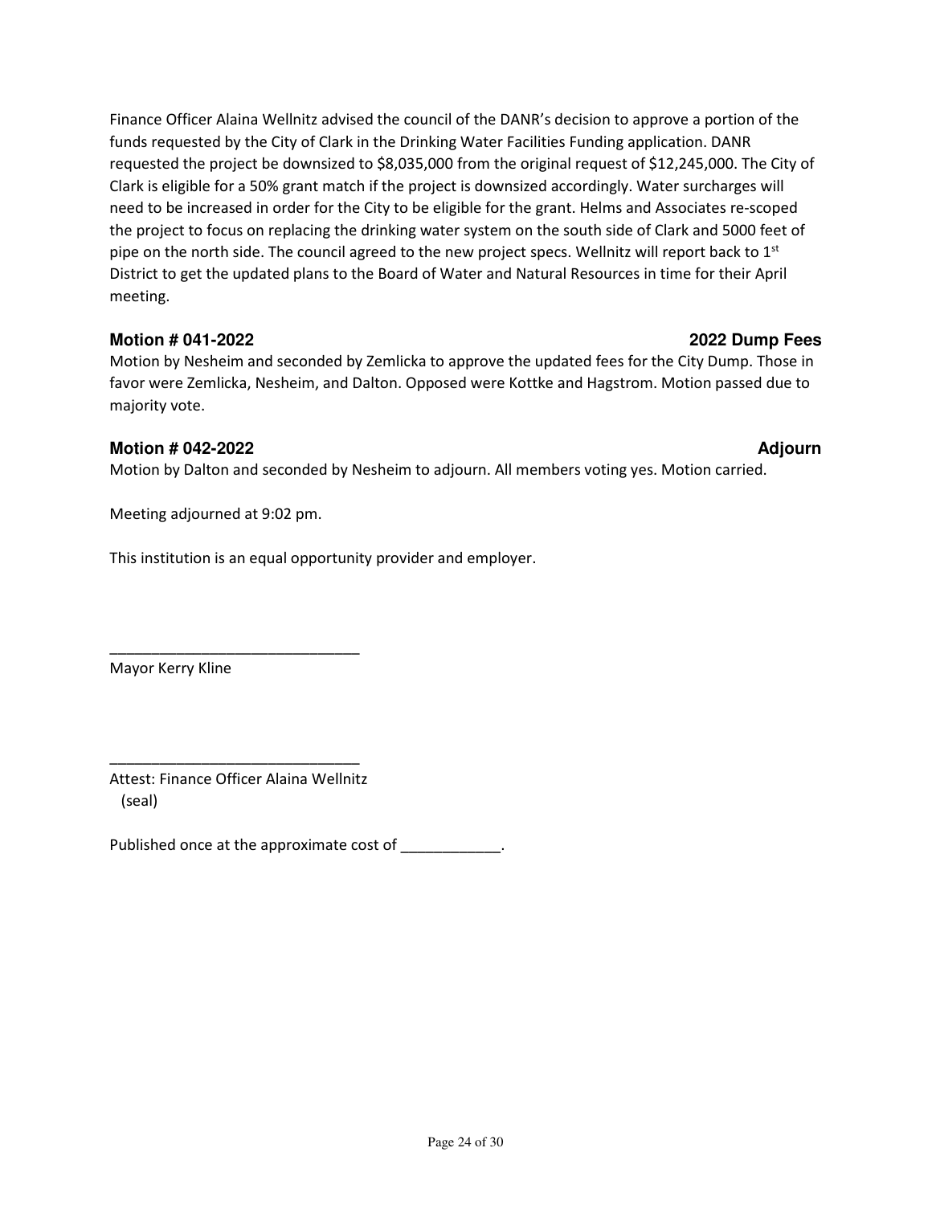Finance Officer Alaina Wellnitz advised the council of the DANR's decision to approve a portion of the funds requested by the City of Clark in the Drinking Water Facilities Funding application. DANR requested the project be downsized to $8,035,000 from the original request of $12,245,000. The City of Clark is eligible for a 50% grant match if the project is downsized accordingly. Water surcharges will need to be increased in order for the City to be eligible for the grant. Helms and Associates re-scoped the project to focus on replacing the drinking water system on the south side of Clark and 5000 feet of pipe on the north side. The council agreed to the new project specs. Wellnitz will report back to 1st District to get the updated plans to the Board of Water and Natural Resources in time for their April meeting.

**Motion # 041-2022 — 2022 Dump Fees**

Motion by Nesheim and seconded by Zemlicka to approve the updated fees for the City Dump. Those in favor were Zemlicka, Nesheim, and Dalton. Opposed were Kottke and Hagstrom. Motion passed due to majority vote.

**Motion # 042-2022 — Adjourn**

Motion by Dalton and seconded by Nesheim to adjourn. All members voting yes. Motion carried.

Meeting adjourned at 9:02 pm.

This institution is an equal opportunity provider and employer.

______________________________
Mayor Kerry Kline

______________________________
Attest: Finance Officer Alaina Wellnitz
(seal)

Published once at the approximate cost of ____________.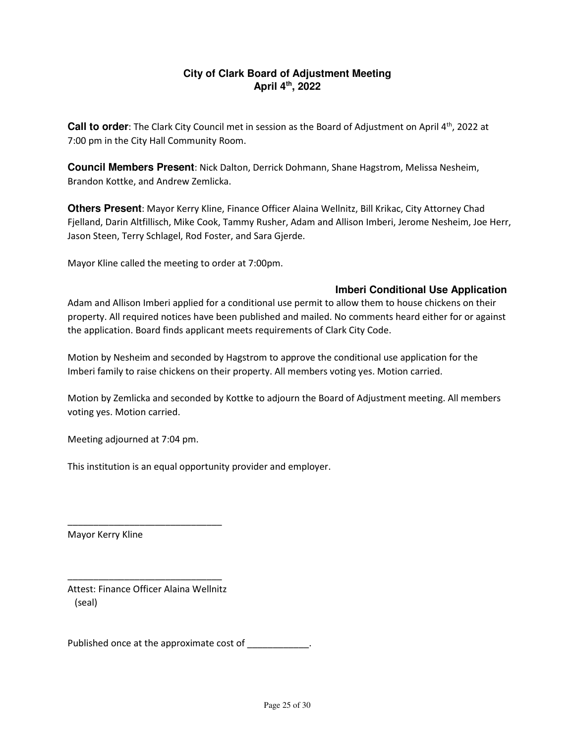# City of Clark Board of Adjustment Meeting
## April 4th, 2022

**Call to order**: The Clark City Council met in session as the Board of Adjustment on April 4th, 2022 at 7:00 pm in the City Hall Community Room.

**Council Members Present**: Nick Dalton, Derrick Dohmann, Shane Hagstrom, Melissa Nesheim, Brandon Kottke, and Andrew Zemlicka.

**Others Present**: Mayor Kerry Kline, Finance Officer Alaina Wellnitz, Bill Krikac, City Attorney Chad Fjelland, Darin Altfillisch, Mike Cook, Tammy Rusher, Adam and Allison Imberi, Jerome Nesheim, Joe Herr, Jason Steen, Terry Schlagel, Rod Foster, and Sara Gjerde.

Mayor Kline called the meeting to order at 7:00pm.

### Imberi Conditional Use Application

Adam and Allison Imberi applied for a conditional use permit to allow them to house chickens on their property. All required notices have been published and mailed. No comments heard either for or against the application. Board finds applicant meets requirements of Clark City Code.

Motion by Nesheim and seconded by Hagstrom to approve the conditional use application for the Imberi family to raise chickens on their property. All members voting yes. Motion carried.

Motion by Zemlicka and seconded by Kottke to adjourn the Board of Adjustment meeting. All members voting yes. Motion carried.

Meeting adjourned at 7:04 pm.

This institution is an equal opportunity provider and employer.

______________________________
Mayor Kerry Kline

______________________________
Attest: Finance Officer Alaina Wellnitz
(seal)

Published once at the approximate cost of ____________.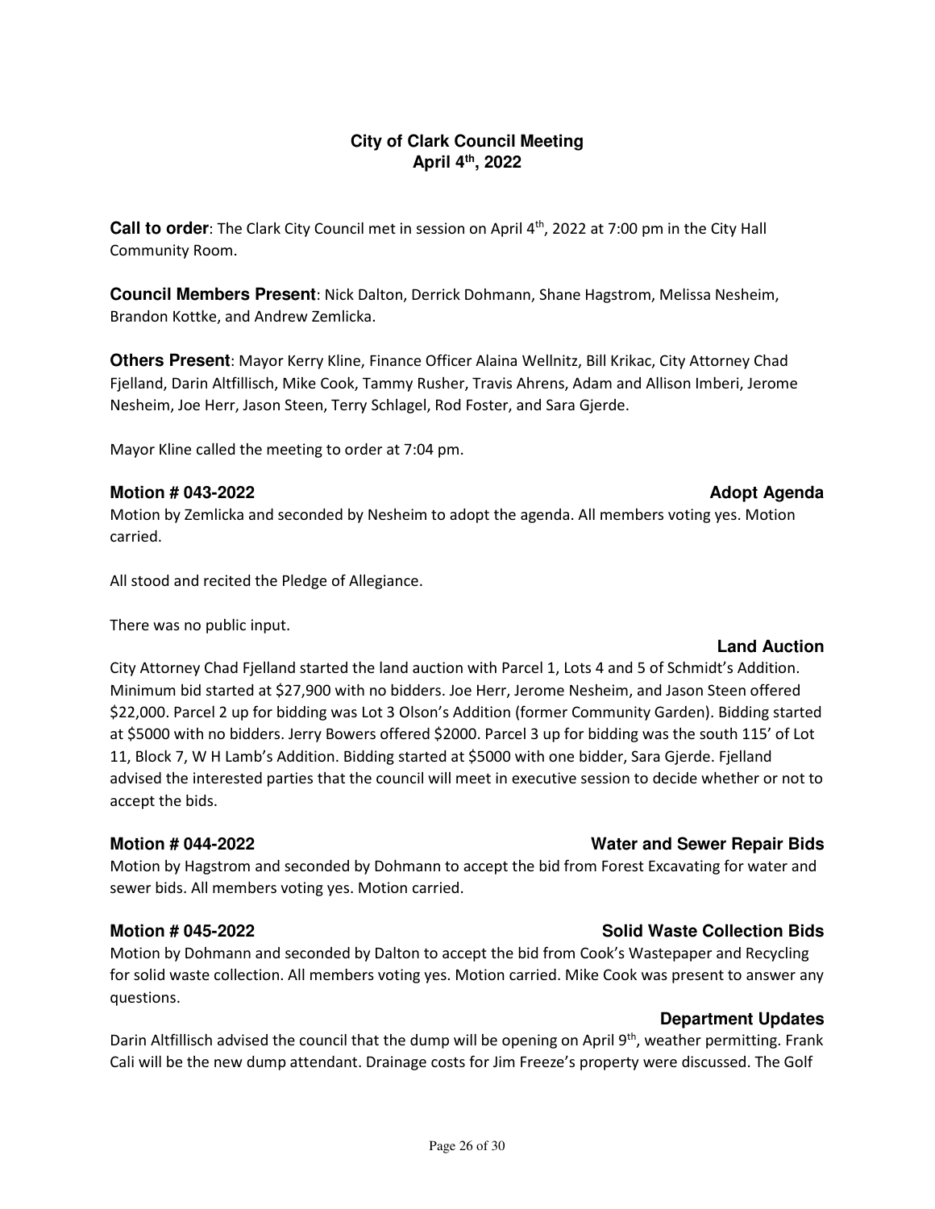# City of Clark Council Meeting
## April 4th, 2022

**Call to order**: The Clark City Council met in session on April 4th, 2022 at 7:00 pm in the City Hall Community Room.

**Council Members Present**: Nick Dalton, Derrick Dohmann, Shane Hagstrom, Melissa Nesheim, Brandon Kottke, and Andrew Zemlicka.

**Others Present**: Mayor Kerry Kline, Finance Officer Alaina Wellnitz, Bill Krikac, City Attorney Chad Fjelland, Darin Altfillisch, Mike Cook, Tammy Rusher, Travis Ahrens, Adam and Allison Imberi, Jerome Nesheim, Joe Herr, Jason Steen, Terry Schlagel, Rod Foster, and Sara Gjerde.

Mayor Kline called the meeting to order at 7:04 pm.

**Motion # 043-2022** **Adopt Agenda**

Motion by Zemlicka and seconded by Nesheim to adopt the agenda. All members voting yes. Motion carried.

All stood and recited the Pledge of Allegiance.

There was no public input.

**Land Auction**

City Attorney Chad Fjelland started the land auction with Parcel 1, Lots 4 and 5 of Schmidt's Addition. Minimum bid started at $27,900 with no bidders. Joe Herr, Jerome Nesheim, and Jason Steen offered $22,000. Parcel 2 up for bidding was Lot 3 Olson's Addition (former Community Garden). Bidding started at $5000 with no bidders. Jerry Bowers offered $2000. Parcel 3 up for bidding was the south 115' of Lot 11, Block 7, W H Lamb's Addition. Bidding started at $5000 with one bidder, Sara Gjerde. Fjelland advised the interested parties that the council will meet in executive session to decide whether or not to accept the bids.

**Motion # 044-2022** **Water and Sewer Repair Bids**

Motion by Hagstrom and seconded by Dohmann to accept the bid from Forest Excavating for water and sewer bids. All members voting yes. Motion carried.

**Motion # 045-2022** **Solid Waste Collection Bids**

Motion by Dohmann and seconded by Dalton to accept the bid from Cook's Wastepaper and Recycling for solid waste collection. All members voting yes. Motion carried. Mike Cook was present to answer any questions.

**Department Updates**

Darin Altfillisch advised the council that the dump will be opening on April 9th, weather permitting. Frank Cali will be the new dump attendant. Drainage costs for Jim Freeze's property were discussed. The Golf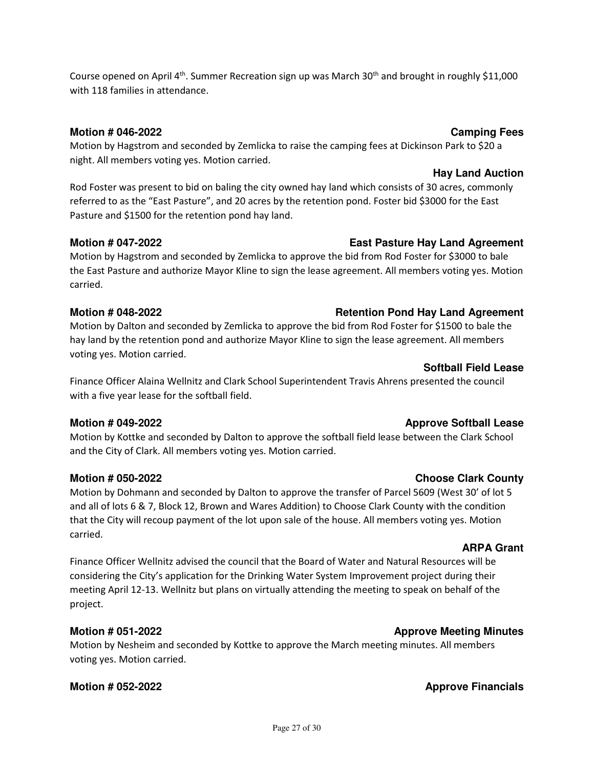Course opened on April 4th. Summer Recreation sign up was March 30th and brought in roughly $11,000 with 118 families in attendance.

**Motion # 046-2022** **Camping Fees**

Motion by Hagstrom and seconded by Zemlicka to raise the camping fees at Dickinson Park to $20 a night. All members voting yes. Motion carried.

**Hay Land Auction**

Rod Foster was present to bid on baling the city owned hay land which consists of 30 acres, commonly referred to as the "East Pasture", and 20 acres by the retention pond. Foster bid $3000 for the East Pasture and $1500 for the retention pond hay land.

**Motion # 047-2022** **East Pasture Hay Land Agreement**

Motion by Hagstrom and seconded by Zemlicka to approve the bid from Rod Foster for $3000 to bale the East Pasture and authorize Mayor Kline to sign the lease agreement. All members voting yes. Motion carried.

**Motion # 048-2022** **Retention Pond Hay Land Agreement**

Motion by Dalton and seconded by Zemlicka to approve the bid from Rod Foster for $1500 to bale the hay land by the retention pond and authorize Mayor Kline to sign the lease agreement. All members voting yes. Motion carried.

**Softball Field Lease**

Finance Officer Alaina Wellnitz and Clark School Superintendent Travis Ahrens presented the council with a five year lease for the softball field.

**Motion # 049-2022** **Approve Softball Lease**

Motion by Kottke and seconded by Dalton to approve the softball field lease between the Clark School and the City of Clark. All members voting yes. Motion carried.

**Motion # 050-2022** **Choose Clark County**

Motion by Dohmann and seconded by Dalton to approve the transfer of Parcel 5609 (West 30' of lot 5 and all of lots 6 & 7, Block 12, Brown and Wares Addition) to Choose Clark County with the condition that the City will recoup payment of the lot upon sale of the house. All members voting yes. Motion carried.

**ARPA Grant**

Finance Officer Wellnitz advised the council that the Board of Water and Natural Resources will be considering the City's application for the Drinking Water System Improvement project during their meeting April 12-13. Wellnitz but plans on virtually attending the meeting to speak on behalf of the project.

**Motion # 051-2022** **Approve Meeting Minutes**

Motion by Nesheim and seconded by Kottke to approve the March meeting minutes. All members voting yes. Motion carried.

**Motion # 052-2022** **Approve Financials**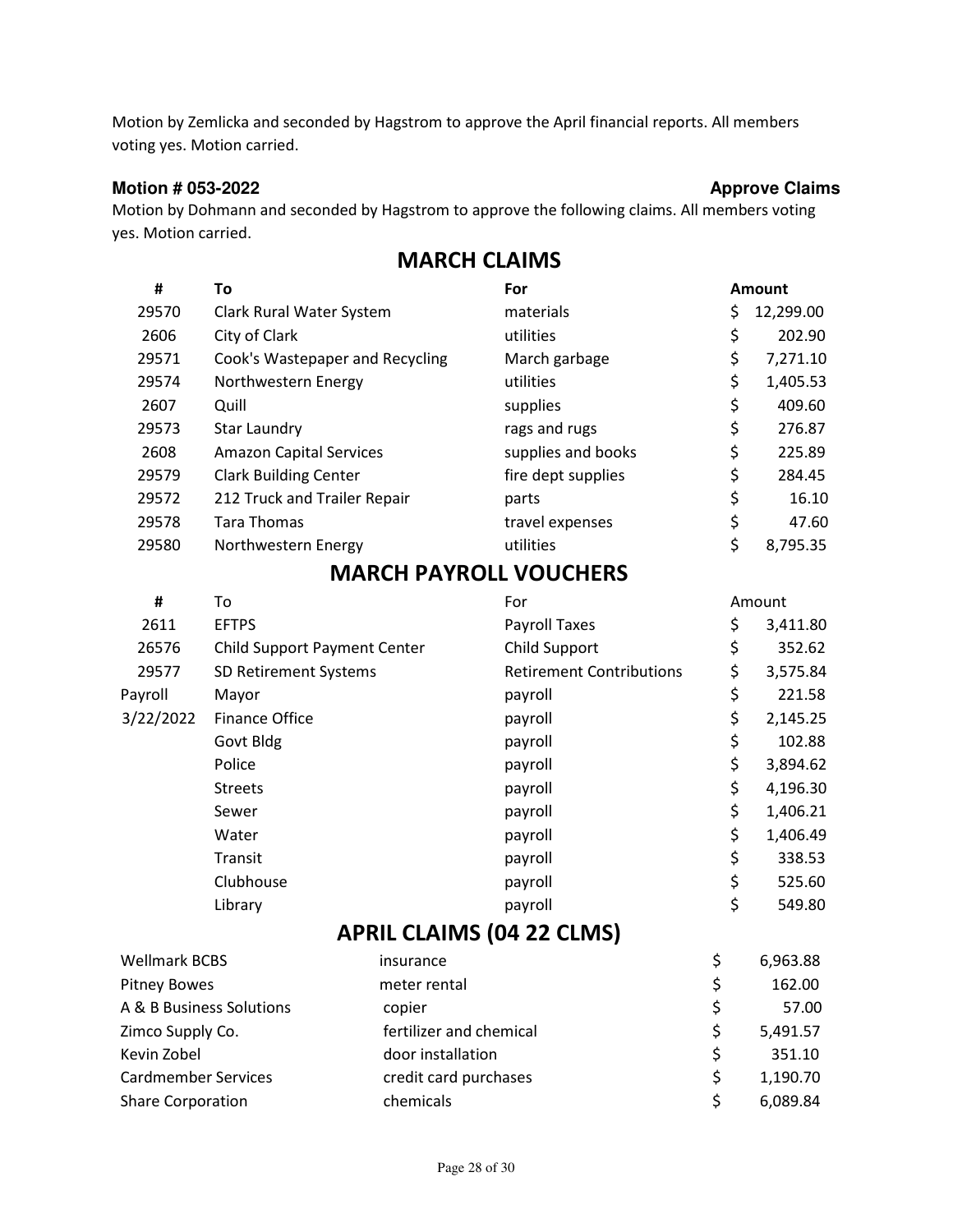Motion by Zemlicka and seconded by Hagstrom to approve the April financial reports. All members voting yes. Motion carried.

**Motion # 053-2022** **Approve Claims**

Motion by Dohmann and seconded by Hagstrom to approve the following claims. All members voting yes. Motion carried.

## MARCH CLAIMS

| # | To | For | Amount |
|---|---|---|---|
| 29570 | Clark Rural Water System | materials | $ 12,299.00 |
| 2606 | City of Clark | utilities | $ 202.90 |
| 29571 | Cook's Wastepaper and Recycling | March garbage | $ 7,271.10 |
| 29574 | Northwestern Energy | utilities | $ 1,405.53 |
| 2607 | Quill | supplies | $ 409.60 |
| 29573 | Star Laundry | rags and rugs | $ 276.87 |
| 2608 | Amazon Capital Services | supplies and books | $ 225.89 |
| 29579 | Clark Building Center | fire dept supplies | $ 284.45 |
| 29572 | 212 Truck and Trailer Repair | parts | $ 16.10 |
| 29578 | Tara Thomas | travel expenses | $ 47.60 |
| 29580 | Northwestern Energy | utilities | $ 8,795.35 |

## MARCH PAYROLL VOUCHERS

| # | To | For | Amount |
|---|---|---|---|
| 2611 | EFTPS | Payroll Taxes | $ 3,411.80 |
| 26576 | Child Support Payment Center | Child Support | $ 352.62 |
| 29577 | SD Retirement Systems | Retirement Contributions | $ 3,575.84 |
| Payroll | Mayor | payroll | $ 221.58 |
| 3/22/2022 | Finance Office | payroll | $ 2,145.25 |
| | Govt Bldg | payroll | $ 102.88 |
| | Police | payroll | $ 3,894.62 |
| | Streets | payroll | $ 4,196.30 |
| | Sewer | payroll | $ 1,406.21 |
| | Water | payroll | $ 1,406.49 |
| | Transit | payroll | $ 338.53 |
| | Clubhouse | payroll | $ 525.60 |
| | Library | payroll | $ 549.80 |

## APRIL CLAIMS (04 22 CLMS)

| To | For | Amount |
|---|---|---|
| Wellmark BCBS | insurance | $ 6,963.88 |
| Pitney Bowes | meter rental | $ 162.00 |
| A & B Business Solutions | copier | $ 57.00 |
| Zimco Supply Co. | fertilizer and chemical | $ 5,491.57 |
| Kevin Zobel | door installation | $ 351.10 |
| Cardmember Services | credit card purchases | $ 1,190.70 |
| Share Corporation | chemicals | $ 6,089.84 |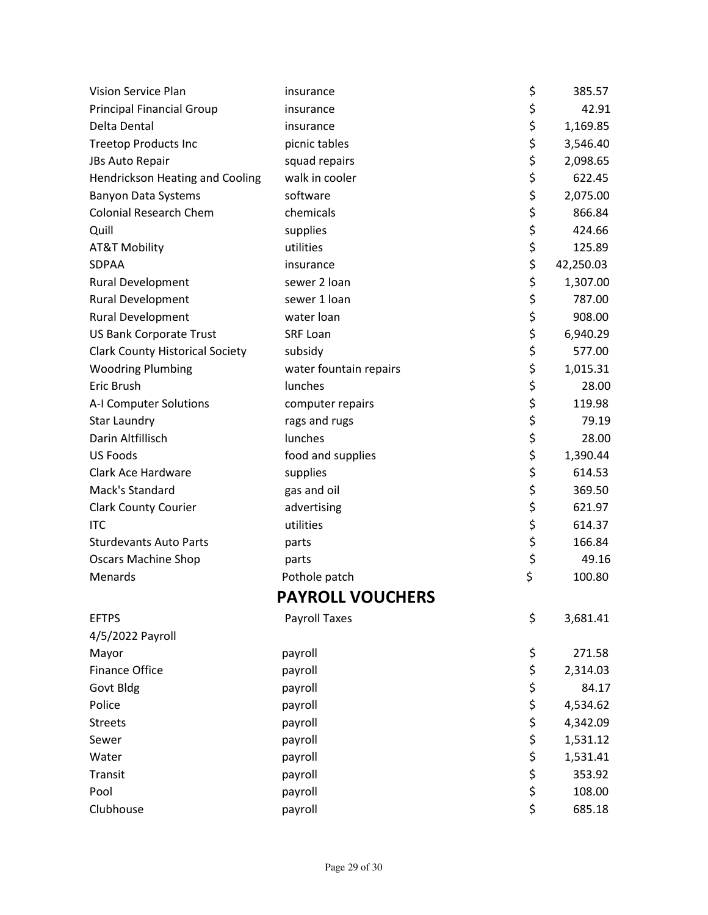| | | |
|---|---|---|
| Vision Service Plan | insurance | $ 385.57 |
| Principal Financial Group | insurance | $ 42.91 |
| Delta Dental | insurance | $ 1,169.85 |
| Treetop Products Inc | picnic tables | $ 3,546.40 |
| JBs Auto Repair | squad repairs | $ 2,098.65 |
| Hendrickson Heating and Cooling | walk in cooler | $ 622.45 |
| Banyon Data Systems | software | $ 2,075.00 |
| Colonial Research Chem | chemicals | $ 866.84 |
| Quill | supplies | $ 424.66 |
| AT&T Mobility | utilities | $ 125.89 |
| SDPAA | insurance | $ 42,250.03 |
| Rural Development | sewer 2 loan | $ 1,307.00 |
| Rural Development | sewer 1 loan | $ 787.00 |
| Rural Development | water loan | $ 908.00 |
| US Bank Corporate Trust | SRF Loan | $ 6,940.29 |
| Clark County Historical Society | subsidy | $ 577.00 |
| Woodring Plumbing | water fountain repairs | $ 1,015.31 |
| Eric Brush | lunches | $ 28.00 |
| A-I Computer Solutions | computer repairs | $ 119.98 |
| Star Laundry | rags and rugs | $ 79.19 |
| Darin Altfillisch | lunches | $ 28.00 |
| US Foods | food and supplies | $ 1,390.44 |
| Clark Ace Hardware | supplies | $ 614.53 |
| Mack's Standard | gas and oil | $ 369.50 |
| Clark County Courier | advertising | $ 621.97 |
| ITC | utilities | $ 614.37 |
| Sturdevants Auto Parts | parts | $ 166.84 |
| Oscars Machine Shop | parts | $ 49.16 |
| Menards | Pothole patch | $ 100.80 |

## PAYROLL VOUCHERS

| | | |
|---|---|---|
| EFTPS | Payroll Taxes | $ 3,681.41 |
| 4/5/2022 Payroll | | |
| Mayor | payroll | $ 271.58 |
| Finance Office | payroll | $ 2,314.03 |
| Govt Bldg | payroll | $ 84.17 |
| Police | payroll | $ 4,534.62 |
| Streets | payroll | $ 4,342.09 |
| Sewer | payroll | $ 1,531.12 |
| Water | payroll | $ 1,531.41 |
| Transit | payroll | $ 353.92 |
| Pool | payroll | $ 108.00 |
| Clubhouse | payroll | $ 685.18 |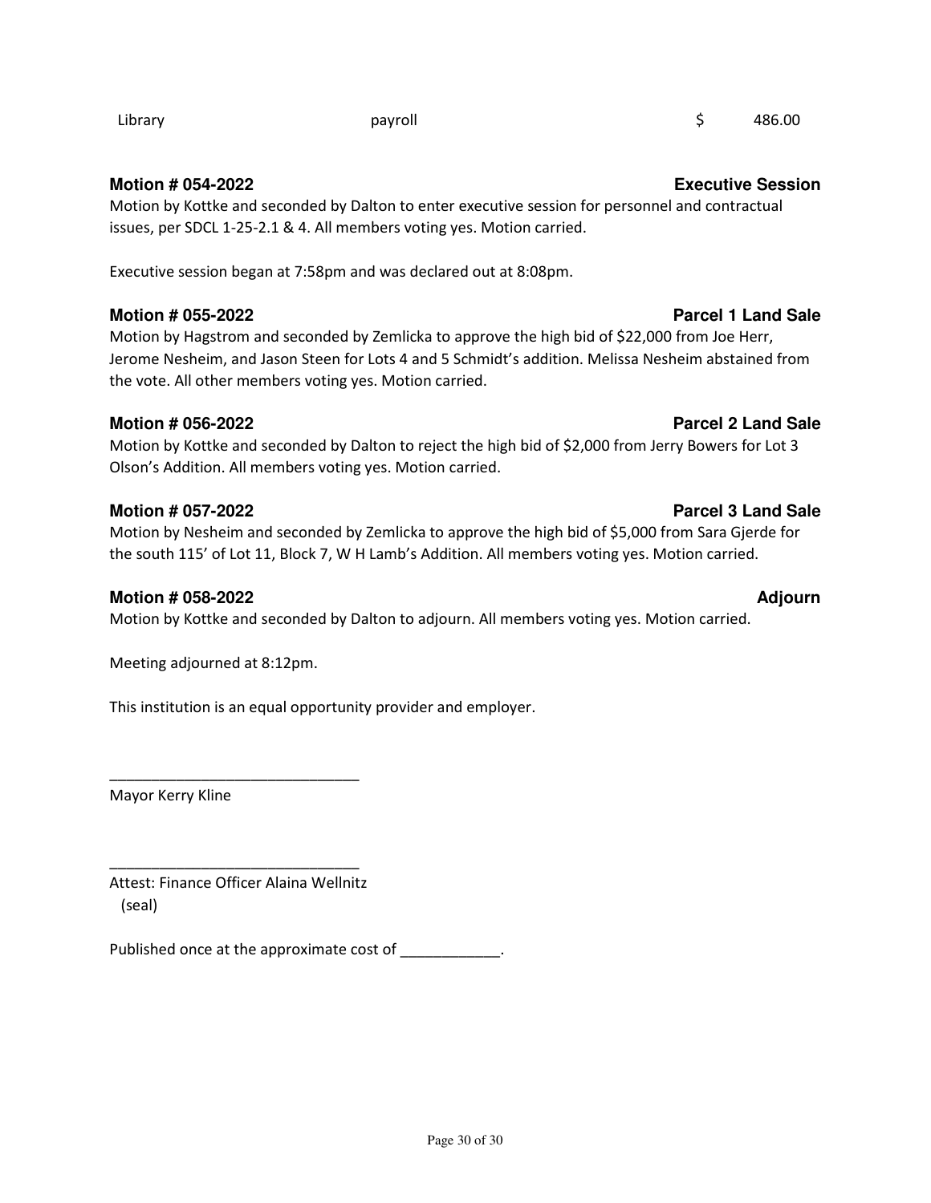| | | | |
|---|---|---|---|
| Library | payroll | $ | 486.00 |

**Motion # 054-2022** **Executive Session**

Motion by Kottke and seconded by Dalton to enter executive session for personnel and contractual issues, per SDCL 1-25-2.1 & 4. All members voting yes. Motion carried.

Executive session began at 7:58pm and was declared out at 8:08pm.

**Motion # 055-2022** **Parcel 1 Land Sale**

Motion by Hagstrom and seconded by Zemlicka to approve the high bid of $22,000 from Joe Herr, Jerome Nesheim, and Jason Steen for Lots 4 and 5 Schmidt's addition. Melissa Nesheim abstained from the vote. All other members voting yes. Motion carried.

**Motion # 056-2022** **Parcel 2 Land Sale**

Motion by Kottke and seconded by Dalton to reject the high bid of $2,000 from Jerry Bowers for Lot 3 Olson's Addition. All members voting yes. Motion carried.

**Motion # 057-2022** **Parcel 3 Land Sale**

Motion by Nesheim and seconded by Zemlicka to approve the high bid of $5,000 from Sara Gjerde for the south 115' of Lot 11, Block 7, W H Lamb's Addition. All members voting yes. Motion carried.

**Motion # 058-2022** **Adjourn**

Motion by Kottke and seconded by Dalton to adjourn. All members voting yes. Motion carried.

Meeting adjourned at 8:12pm.

This institution is an equal opportunity provider and employer.

______________________________
Mayor Kerry Kline

______________________________
Attest: Finance Officer Alaina Wellnitz
(seal)

Published once at the approximate cost of ____________.